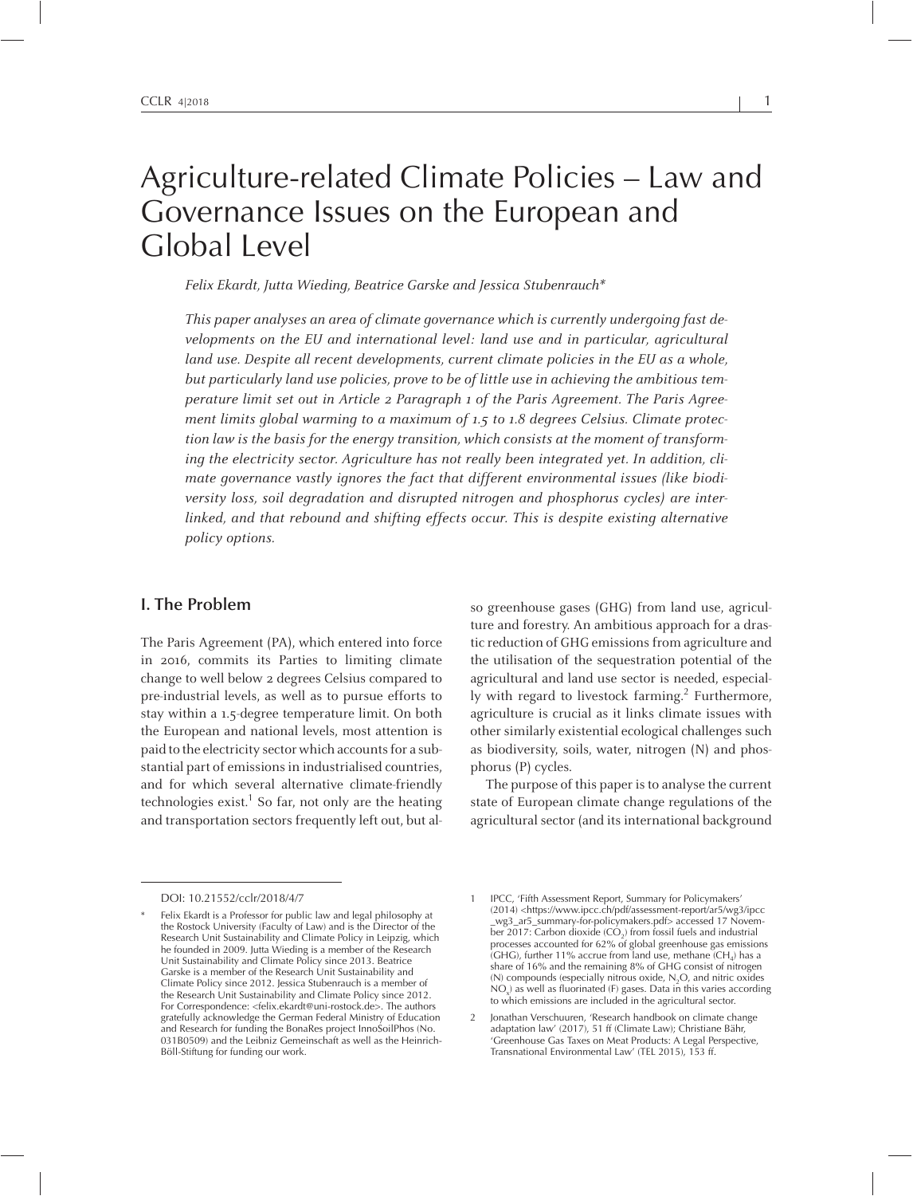# Agriculture-related Climate Policies – Law and Governance Issues on the European and Global Level

*Felix Ekardt, Jutta Wieding, Beatrice Garske and Jessica Stubenrauch**

*This paper analyses an area of climate governance which is currently undergoing fast developments on the EU and international level: land use and in particular, agricultural land use. Despite all recent developments, current climate policies in the EU as a whole, but particularly land use policies, prove to be of little use in achieving the ambitious temperature limit set out in Article 2 Paragraph 1 of the Paris Agreement. The Paris Agreement limits global warming to a maximum of 1.5 to 1.8 degrees Celsius. Climate protection law is the basis for the energy transition, which consists at the moment of transforming the electricity sector. Agriculture has not really been integrated yet. In addition, climate governance vastly ignores the fact that different environmental issues (like biodiversity loss, soil degradation and disrupted nitrogen and phosphorus cycles) are interlinked, and that rebound and shifting effects occur. This is despite existing alternative policy options.*

## I. The Problem

The Paris Agreement (PA), which entered into force in 2016, commits its Parties to limiting climate change to well below 2 degrees Celsius compared to pre-industrial levels, as well as to pursue efforts to stay within a 1.5-degree temperature limit. On both the European and national levels, most attention is paid to the electricity sector which accounts for a substantial part of emissions in industrialised countries, and for which several alternative climate-friendly technologies exist.[1] So far, not only are the heating and transportation sectors frequently left out, but also greenhouse gases (GHG) from land use, agriculture and forestry. An ambitious approach for a drastic reduction of GHG emissions from agriculture and the utilisation of the sequestration potential of the agricultural and land use sector is needed, especially with regard to livestock farming.[2] Furthermore, agriculture is crucial as it links climate issues with other similarly existential ecological challenges such as biodiversity, soils, water, nitrogen (N) and phosphorus (P) cycles.

The purpose of this paper is to analyse the current state of European climate change regulations of the agricultural sector (and its international background

---

DOI: 10.21552/cclr/2018/4/7

\* Felix Ekardt is a Professor for public law and legal philosophy at the Rostock University (Faculty of Law) and is the Director of the Research Unit Sustainability and Climate Policy in Leipzig, which he founded in 2009. Jutta Wieding is a member of the Research Unit Sustainability and Climate Policy since 2013. Beatrice Garske is a member of the Research Unit Sustainability and Climate Policy since 2012. Jessica Stubenrauch is a member of the Research Unit Sustainability and Climate Policy since 2012. For Correspondence: <felix.ekardt@uni-rostock.de>. The authors gratefully acknowledge the German Federal Ministry of Education and Research for funding the BonaRes project InnoSoilPhos (No. 031B0509) and the Leibniz Gemeinschaft as well as the Heinrich-Böll-Stiftung for funding our work.

1 IPCC, 'Fifth Assessment Report, Summary for Policymakers' (2014) <https://www.ipcc.ch/pdf/assessment-report/ar5/wg3/ipcc_wg3_ar5_summary-for-policymakers.pdf> accessed 17 November 2017: Carbon dioxide ($CO_2$) from fossil fuels and industrial processes accounted for 62% of global greenhouse gas emissions (GHG), further 11% accrue from land use, methane ($CH_4$) has a share of 16% and the remaining 8% of GHG consist of nitrogen (N) compounds (especially nitrous oxide, $N_2O$, and nitric oxides $NO_x$) as well as fluorinated (F) gases. Data in this varies according to which emissions are included in the agricultural sector.

2 Jonathan Verschuuren, 'Research handbook on climate change adaptation law' (2017), 51 ff (Climate Law); Christiane Bähr, 'Greenhouse Gas Taxes on Meat Products: A Legal Perspective, Transnational Environmental Law' (TEL 2015), 153 ff.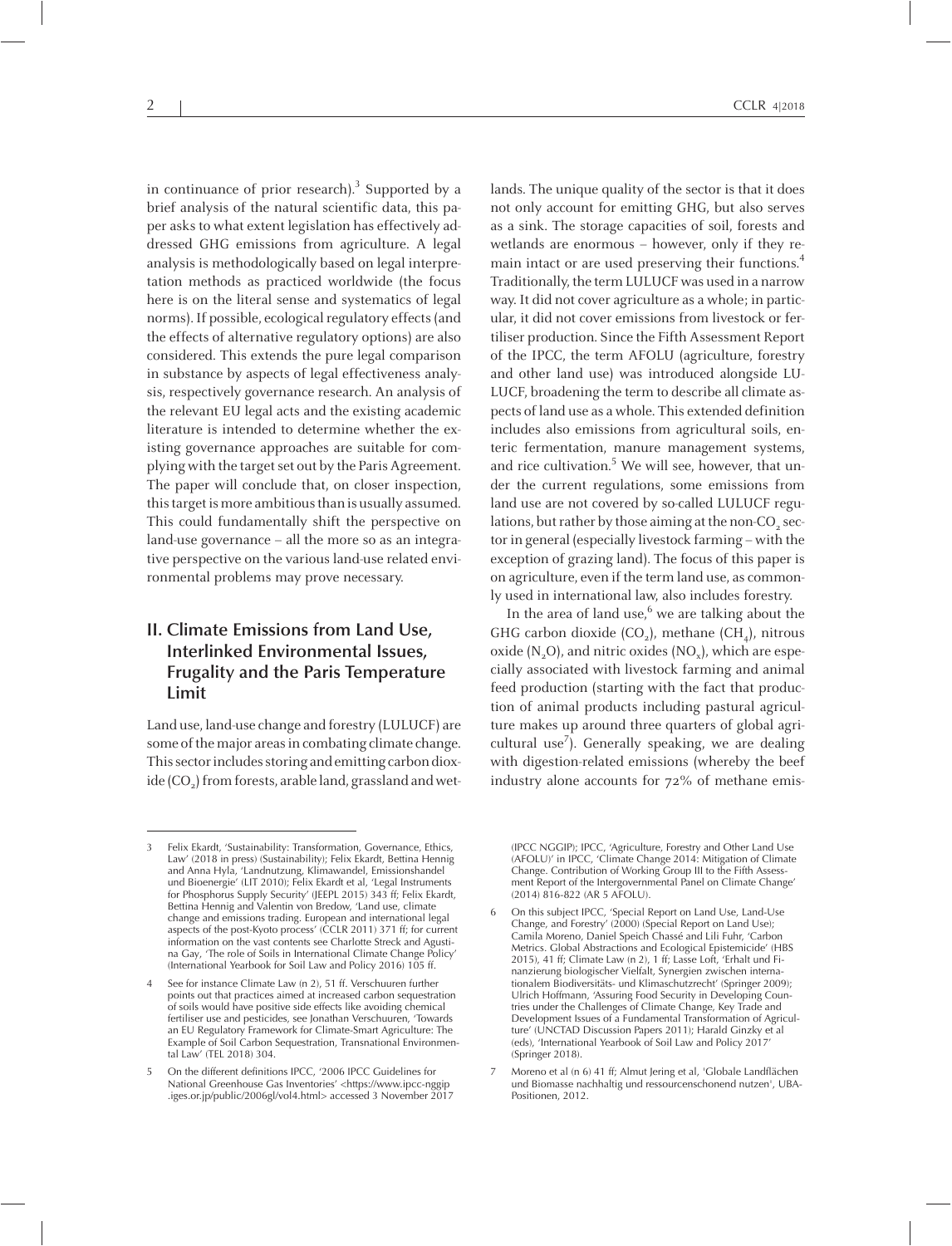in continuance of prior research).[3] Supported by a brief analysis of the natural scientific data, this paper asks to what extent legislation has effectively addressed GHG emissions from agriculture. A legal analysis is methodologically based on legal interpretation methods as practiced worldwide (the focus here is on the literal sense and systematics of legal norms). If possible, ecological regulatory effects (and the effects of alternative regulatory options) are also considered. This extends the pure legal comparison in substance by aspects of legal effectiveness analysis, respectively governance research. An analysis of the relevant EU legal acts and the existing academic literature is intended to determine whether the existing governance approaches are suitable for complying with the target set out by the Paris Agreement. The paper will conclude that, on closer inspection, this target is more ambitious than is usually assumed. This could fundamentally shift the perspective on land-use governance – all the more so as an integrative perspective on the various land-use related environmental problems may prove necessary.

## II. Climate Emissions from Land Use, Interlinked Environmental Issues, Frugality and the Paris Temperature Limit

Land use, land-use change and forestry (LULUCF) are some of the major areas in combating climate change. This sector includes storing and emitting carbon dioxide ($CO_2$) from forests, arable land, grassland and wetlands. The unique quality of the sector is that it does not only account for emitting GHG, but also serves as a sink. The storage capacities of soil, forests and wetlands are enormous – however, only if they remain intact or are used preserving their functions.[4] Traditionally, the term LULUCF was used in a narrow way. It did not cover agriculture as a whole; in particular, it did not cover emissions from livestock or fertiliser production. Since the Fifth Assessment Report of the IPCC, the term AFOLU (agriculture, forestry and other land use) was introduced alongside LULUCF, broadening the term to describe all climate aspects of land use as a whole. This extended definition includes also emissions from agricultural soils, enteric fermentation, manure management systems, and rice cultivation.[5] We will see, however, that under the current regulations, some emissions from land use are not covered by so-called LULUCF regulations, but rather by those aiming at the non-$CO_2$ sector in general (especially livestock farming – with the exception of grazing land). The focus of this paper is on agriculture, even if the term land use, as commonly used in international law, also includes forestry.

In the area of land use,[6] we are talking about the GHG carbon dioxide ($CO_2$), methane ($CH_4$), nitrous oxide ($N_2O$), and nitric oxides ($NO_x$), which are especially associated with livestock farming and animal feed production (starting with the fact that production of animal products including pastural agriculture makes up around three quarters of global agricultural use[7]). Generally speaking, we are dealing with digestion-related emissions (whereby the beef industry alone accounts for 72% of methane emis-

---

3 Felix Ekardt, 'Sustainability: Transformation, Governance, Ethics, Law' (2018 in press) (Sustainability); Felix Ekardt, Bettina Hennig and Anna Hyla, 'Landnutzung, Klimawandel, Emissionshandel und Bioenergie' (LIT 2010); Felix Ekardt et al, 'Legal Instruments for Phosphorus Supply Security' (JEEPL 2015) 343 ff; Felix Ekardt, Bettina Hennig and Valentin von Bredow, 'Land use, climate change and emissions trading. European and international legal aspects of the post-Kyoto process' (CCLR 2011) 371 ff; for current information on the vast contents see Charlotte Streck and Agustina Gay, 'The role of Soils in International Climate Change Policy' (International Yearbook for Soil Law and Policy 2016) 105 ff.

4 See for instance Climate Law (n 2), 51 ff. Verschuuren further points out that practices aimed at increased carbon sequestration of soils would have positive side effects like avoiding chemical fertiliser use and pesticides, see Jonathan Verschuuren, 'Towards an EU Regulatory Framework for Climate-Smart Agriculture: The Example of Soil Carbon Sequestration, Transnational Environmental Law' (TEL 2018) 304.

5 On the different definitions IPCC, '2006 IPCC Guidelines for National Greenhouse Gas Inventories' <https://www.ipcc-nggip.iges.or.jp/public/2006gl/vol4.html> accessed 3 November 2017 (IPCC NGGIP); IPCC, 'Agriculture, Forestry and Other Land Use (AFOLU)' in IPCC, 'Climate Change 2014: Mitigation of Climate Change. Contribution of Working Group III to the Fifth Assessment Report of the Intergovernmental Panel on Climate Change' (2014) 816-822 (AR 5 AFOLU).

6 On this subject IPCC, 'Special Report on Land Use, Land-Use Change, and Forestry' (2000) (Special Report on Land Use); Camila Moreno, Daniel Speich Chassé and Lili Fuhr, 'Carbon Metrics. Global Abstractions and Ecological Epistemicide' (HBS 2015), 41 ff; Climate Law (n 2), 1 ff; Lasse Loft, 'Erhalt und Finanzierung biologischer Vielfalt, Synergien zwischen internationalem Biodiversitäts- und Klimaschutzrecht' (Springer 2009); Ulrich Hoffmann, 'Assuring Food Security in Developing Countries under the Challenges of Climate Change, Key Trade and Development Issues of a Fundamental Transformation of Agriculture' (UNCTAD Discussion Papers 2011); Harald Ginzky et al (eds), 'International Yearbook of Soil Law and Policy 2017' (Springer 2018).

7 Moreno et al (n 6) 41 ff; Almut Jering et al, 'Globale Landflächen und Biomasse nachhaltig und ressourcenschonend nutzen', UBA-Positionen, 2012.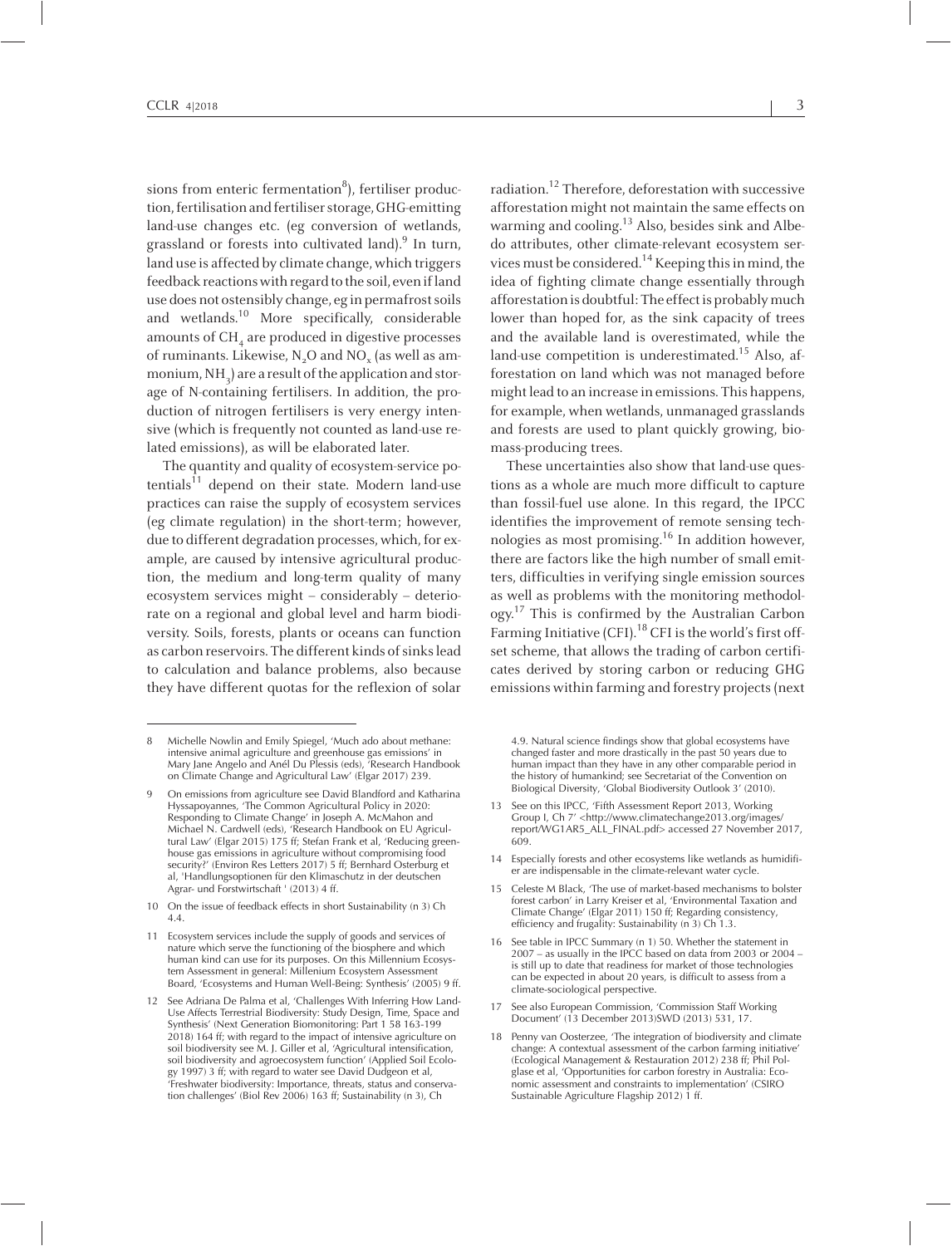sions from enteric fermentation[8]), fertiliser production, fertilisation and fertiliser storage, GHG-emitting land-use changes etc. (eg conversion of wetlands, grassland or forests into cultivated land).[9] In turn, land use is affected by climate change, which triggers feedback reactions with regard to the soil, even if land use does not ostensibly change, eg in permafrost soils and wetlands.[10] More specifically, considerable amounts of $CH_4$ are produced in digestive processes of ruminants. Likewise, $N_2O$ and $NO_x$ (as well as ammonium, $NH_3$) are a result of the application and storage of N-containing fertilisers. In addition, the production of nitrogen fertilisers is very energy intensive (which is frequently not counted as land-use related emissions), as will be elaborated later.

The quantity and quality of ecosystem-service potentials[11] depend on their state. Modern land-use practices can raise the supply of ecosystem services (eg climate regulation) in the short-term; however, due to different degradation processes, which, for example, are caused by intensive agricultural production, the medium and long-term quality of many ecosystem services might – considerably – deteriorate on a regional and global level and harm biodiversity. Soils, forests, plants or oceans can function as carbon reservoirs. The different kinds of sinks lead to calculation and balance problems, also because they have different quotas for the reflexion of solar radiation.[12] Therefore, deforestation with successive afforestation might not maintain the same effects on warming and cooling.[13] Also, besides sink and Albedo attributes, other climate-relevant ecosystem services must be considered.[14] Keeping this in mind, the idea of fighting climate change essentially through afforestation is doubtful: The effect is probably much lower than hoped for, as the sink capacity of trees and the available land is overestimated, while the land-use competition is underestimated.[15] Also, afforestation on land which was not managed before might lead to an increase in emissions. This happens, for example, when wetlands, unmanaged grasslands and forests are used to plant quickly growing, biomass-producing trees.

These uncertainties also show that land-use questions as a whole are much more difficult to capture than fossil-fuel use alone. In this regard, the IPCC identifies the improvement of remote sensing technologies as most promising.[16] In addition however, there are factors like the high number of small emitters, difficulties in verifying single emission sources as well as problems with the monitoring methodology.[17] This is confirmed by the Australian Carbon Farming Initiative (CFI).[18] CFI is the world's first offset scheme, that allows the trading of carbon certificates derived by storing carbon or reducing GHG emissions within farming and forestry projects (next

---

8 Michelle Nowlin and Emily Spiegel, 'Much ado about methane: intensive animal agriculture and greenhouse gas emissions' in Mary Jane Angelo and Anél Du Plessis (eds), 'Research Handbook on Climate Change and Agricultural Law' (Elgar 2017) 239.

9 On emissions from agriculture see David Blandford and Katharina Hyssapoyannes, 'The Common Agricultural Policy in 2020: Responding to Climate Change' in Joseph A. McMahon and Michael N. Cardwell (eds), 'Research Handbook on EU Agricultural Law' (Elgar 2015) 175 ff; Stefan Frank et al, 'Reducing greenhouse gas emissions in agriculture without compromising food security?' (Environ Res Letters 2017) 5 ff; Bernhard Osterburg et al, 'Handlungsoptionen für den Klimaschutz in der deutschen Agrar- und Forstwirtschaft ' (2013) 4 ff.

10 On the issue of feedback effects in short Sustainability (n 3) Ch 4.4.

11 Ecosystem services include the supply of goods and services of nature which serve the functioning of the biosphere and which human kind can use for its purposes. On this Millennium Ecosystem Assessment in general: Millenium Ecosystem Assessment Board, 'Ecosystems and Human Well-Being: Synthesis' (2005) 9 ff.

12 See Adriana De Palma et al, 'Challenges With Inferring How Land-Use Affects Terrestrial Biodiversity: Study Design, Time, Space and Synthesis' (Next Generation Biomonitoring: Part 1 58 163-199 2018) 164 ff; with regard to the impact of intensive agriculture on soil biodiversity see M. J. Giller et al, 'Agricultural intensification, soil biodiversity and agroecosystem function' (Applied Soil Ecology 1997) 3 ff; with regard to water see David Dudgeon et al, 'Freshwater biodiversity: Importance, threats, status and conservation challenges' (Biol Rev 2006) 163 ff; Sustainability (n 3), Ch 4.9. Natural science findings show that global ecosystems have changed faster and more drastically in the past 50 years due to human impact than they have in any other comparable period in the history of humankind; see Secretariat of the Convention on Biological Diversity, 'Global Biodiversity Outlook 3' (2010).

13 See on this IPCC, 'Fifth Assessment Report 2013, Working Group I, Ch 7' <http://www.climatechange2013.org/images/report/WG1AR5_ALL_FINAL.pdf> accessed 27 November 2017, 609.

14 Especially forests and other ecosystems like wetlands as humidifier are indispensable in the climate-relevant water cycle.

15 Celeste M Black, 'The use of market-based mechanisms to bolster forest carbon' in Larry Kreiser et al, 'Environmental Taxation and Climate Change' (Elgar 2011) 150 ff; Regarding consistency, efficiency and frugality: Sustainability (n 3) Ch 1.3.

16 See table in IPCC Summary (n 1) 50. Whether the statement in 2007 – as usually in the IPCC based on data from 2003 or 2004 – is still up to date that readiness for market of those technologies can be expected in about 20 years, is difficult to assess from a climate-sociological perspective.

17 See also European Commission, 'Commission Staff Working Document' (13 December 2013)SWD (2013) 531, 17.

18 Penny van Oosterzee, 'The integration of biodiversity and climate change: A contextual assessment of the carbon farming initiative' (Ecological Management & Restauration 2012) 238 ff; Phil Polglase et al, 'Opportunities for carbon forestry in Australia: Economic assessment and constraints to implementation' (CSIRO Sustainable Agriculture Flagship 2012) 1 ff.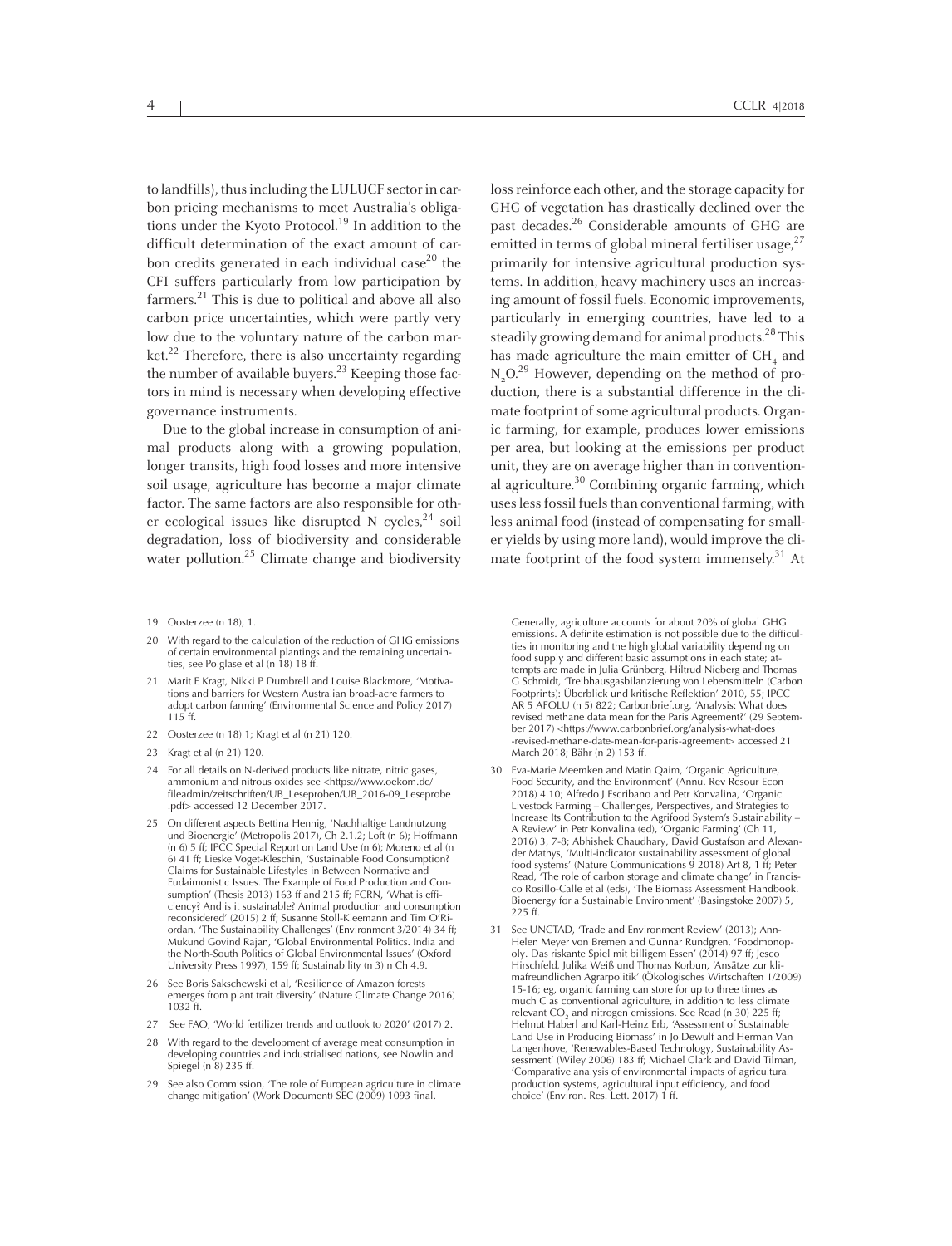to landfills), thus including the LULUCF sector in carbon pricing mechanisms to meet Australia's obligations under the Kyoto Protocol.[19] In addition to the difficult determination of the exact amount of carbon credits generated in each individual case[20] the CFI suffers particularly from low participation by farmers.[21] This is due to political and above all also carbon price uncertainties, which were partly very low due to the voluntary nature of the carbon market.[22] Therefore, there is also uncertainty regarding the number of available buyers.[23] Keeping those factors in mind is necessary when developing effective governance instruments.

Due to the global increase in consumption of animal products along with a growing population, longer transits, high food losses and more intensive soil usage, agriculture has become a major climate factor. The same factors are also responsible for other ecological issues like disrupted N cycles,[24] soil degradation, loss of biodiversity and considerable water pollution.[25] Climate change and biodiversity loss reinforce each other, and the storage capacity for GHG of vegetation has drastically declined over the past decades.[26] Considerable amounts of GHG are emitted in terms of global mineral fertiliser usage,[27] primarily for intensive agricultural production systems. In addition, heavy machinery uses an increasing amount of fossil fuels. Economic improvements, particularly in emerging countries, have led to a steadily growing demand for animal products.[28] This has made agriculture the main emitter of $CH_4$ and $N_2O$.[29] However, depending on the method of production, there is a substantial difference in the climate footprint of some agricultural products. Organic farming, for example, produces lower emissions per area, but looking at the emissions per product unit, they are on average higher than in conventional agriculture.[30] Combining organic farming, which uses less fossil fuels than conventional farming, with less animal food (instead of compensating for smaller yields by using more land), would improve the climate footprint of the food system immensely.[31] At

---

19 Oosterzee (n 18), 1.

20 With regard to the calculation of the reduction of GHG emissions of certain environmental plantings and the remaining uncertainties, see Polglase et al (n 18) 18 ff.

21 Marit E Kragt, Nikki P Dumbrell and Louise Blackmore, 'Motivations and barriers for Western Australian broad-acre farmers to adopt carbon farming' (Environmental Science and Policy 2017) 115 ff.

22 Oosterzee (n 18) 1; Kragt et al (n 21) 120.

23 Kragt et al (n 21) 120.

24 For all details on N-derived products like nitrate, nitric gases, ammonium and nitrous oxides see <https://www.oekom.de/fileadmin/zeitschriften/UB_Leseproben/UB_2016-09_Leseprobe.pdf> accessed 12 December 2017.

25 On different aspects Bettina Hennig, 'Nachhaltige Landnutzung und Bioenergie' (Metropolis 2017), Ch 2.1.2; Loft (n 6); Hoffmann (n 6) 5 ff; IPCC Special Report on Land Use (n 6); Moreno et al (n 6) 41 ff; Lieske Voget-Kleschin, 'Sustainable Food Consumption? Claims for Sustainable Lifestyles in Between Normative and Eudaimonistic Issues. The Example of Food Production and Consumption' (Thesis 2013) 163 ff and 215 ff; FCRN, 'What is efficiency? And is it sustainable? Animal production and consumption reconsidered' (2015) 2 ff; Susanne Stoll-Kleemann and Tim O'Riordan, 'The Sustainability Challenges' (Environment 3/2014) 34 ff; Mukund Govind Rajan, 'Global Environmental Politics. India and the North-South Politics of Global Environmental Issues' (Oxford University Press 1997), 159 ff; Sustainability (n 3) n Ch 4.9.

26 See Boris Sakschewski et al, 'Resilience of Amazon forests emerges from plant trait diversity' (Nature Climate Change 2016) 1032 ff.

27 See FAO, 'World fertilizer trends and outlook to 2020' (2017) 2.

28 With regard to the development of average meat consumption in developing countries and industrialised nations, see Nowlin and Spiegel (n 8) 235 ff.

29 See also Commission, 'The role of European agriculture in climate change mitigation' (Work Document) SEC (2009) 1093 final. Generally, agriculture accounts for about 20% of global GHG emissions. A definite estimation is not possible due to the difficulties in monitoring and the high global variability depending on food supply and different basic assumptions in each state; attempts are made in Julia Grünberg, Hiltrud Nieberg and Thomas G Schmidt, 'Treibhausgasbilanzierung von Lebensmitteln (Carbon Footprints): Überblick und kritische Reflektion' 2010, 55; IPCC AR 5 AFOLU (n 5) 822; Carbonbrief.org, 'Analysis: What does revised methane data mean for the Paris Agreement?' (29 September 2017) <https://www.carbonbrief.org/analysis-what-does-revised-methane-date-mean-for-paris-agreement> accessed 21 March 2018; Bähr (n 2) 153 ff.

30 Eva-Marie Meemken and Matin Qaim, 'Organic Agriculture, Food Security, and the Environment' (Annu. Rev Resour Econ 2018) 4.10; Alfredo J Escribano and Petr Konvalina, 'Organic Livestock Farming – Challenges, Perspectives, and Strategies to Increase Its Contribution to the Agrifood System's Sustainability – A Review' in Petr Konvalina (ed), 'Organic Farming' (Ch 11, 2016) 3, 7-8; Abhishek Chaudhary, David Gustafson and Alexander Mathys, 'Multi-indicator sustainability assessment of global food systems' (Nature Communications 9 2018) Art 8, 1 ff; Peter Read, 'The role of carbon storage and climate change' in Francisco Rosillo-Calle et al (eds), 'The Biomass Assessment Handbook. Bioenergy for a Sustainable Environment' (Basingstoke 2007) 5, 225 ff.

31 See UNCTAD, 'Trade and Environment Review' (2013); Ann-Helen Meyer von Bremen and Gunnar Rundgren, 'Foodmonopoly. Das riskante Spiel mit billigem Essen' (2014) 97 ff; Jesco Hirschfeld, Julika Weiß und Thomas Korbun, 'Ansätze zur klimafreundlichen Agrarpolitik' (Ökologisches Wirtschaften 1/2009) 15-16; eg, organic farming can store for up to three times as much C as conventional agriculture, in addition to less climate relevant $CO_2$ and nitrogen emissions. See Read (n 30) 225 ff; Helmut Haberl and Karl-Heinz Erb, 'Assessment of Sustainable Land Use in Producing Biomass' in Jo Dewulf and Herman Van Langenhove, 'Renewables-Based Technology, Sustainability Assessment' (Wiley 2006) 183 ff; Michael Clark and David Tilman, 'Comparative analysis of environmental impacts of agricultural production systems, agricultural input efficiency, and food choice' (Environ. Res. Lett. 2017) 1 ff.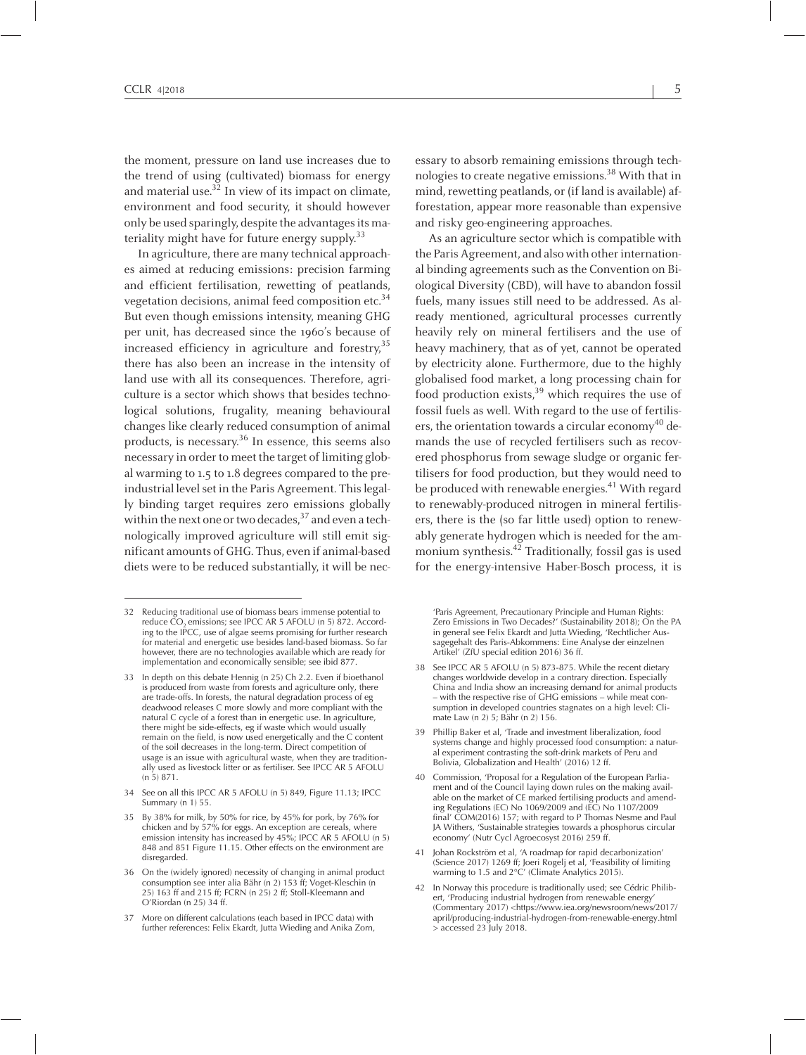the moment, pressure on land use increases due to the trend of using (cultivated) biomass for energy and material use.[32] In view of its impact on climate, environment and food security, it should however only be used sparingly, despite the advantages its materiality might have for future energy supply.[33]

In agriculture, there are many technical approaches aimed at reducing emissions: precision farming and efficient fertilisation, rewetting of peatlands, vegetation decisions, animal feed composition etc.[34] But even though emissions intensity, meaning GHG per unit, has decreased since the 1960's because of increased efficiency in agriculture and forestry,[35] there has also been an increase in the intensity of land use with all its consequences. Therefore, agriculture is a sector which shows that besides technological solutions, frugality, meaning behavioural changes like clearly reduced consumption of animal products, is necessary.[36] In essence, this seems also necessary in order to meet the target of limiting global warming to 1.5 to 1.8 degrees compared to the pre-industrial level set in the Paris Agreement. This legally binding target requires zero emissions globally within the next one or two decades,[37] and even a technologically improved agriculture will still emit significant amounts of GHG. Thus, even if animal-based diets were to be reduced substantially, it will be necessary to absorb remaining emissions through technologies to create negative emissions.[38] With that in mind, rewetting peatlands, or (if land is available) afforestation, appear more reasonable than expensive and risky geo-engineering approaches.

As an agriculture sector which is compatible with the Paris Agreement, and also with other international binding agreements such as the Convention on Biological Diversity (CBD), will have to abandon fossil fuels, many issues still need to be addressed. As already mentioned, agricultural processes currently heavily rely on mineral fertilisers and the use of heavy machinery, that as of yet, cannot be operated by electricity alone. Furthermore, due to the highly globalised food market, a long processing chain for food production exists,[39] which requires the use of fossil fuels as well. With regard to the use of fertilisers, the orientation towards a circular economy[40] demands the use of recycled fertilisers such as recovered phosphorus from sewage sludge or organic fertilisers for food production, but they would need to be produced with renewable energies.[41] With regard to renewably-produced nitrogen in mineral fertilisers, there is the (so far little used) option to renewably generate hydrogen which is needed for the ammonium synthesis.[42] Traditionally, fossil gas is used for the energy-intensive Haber-Bosch process, it is

---

32 Reducing traditional use of biomass bears immense potential to reduce $CO_2$ emissions; see IPCC AR 5 AFOLU (n 5) 872. According to the IPCC, use of algae seems promising for further research for material and energetic use besides land-based biomass. So far however, there are no technologies available which are ready for implementation and economically sensible; see ibid 877.

33 In depth on this debate Hennig (n 25) Ch 2.2. Even if bioethanol is produced from waste from forests and agriculture only, there are trade-offs. In forests, the natural degradation process of eg deadwood releases C more slowly and more compliant with the natural C cycle of a forest than in energetic use. In agriculture, there might be side-effects, eg if waste which would usually remain on the field, is now used energetically and the C content of the soil decreases in the long-term. Direct competition of usage is an issue with agricultural waste, when they are traditionally used as livestock litter or as fertiliser. See IPCC AR 5 AFOLU (n 5) 871.

34 See on all this IPCC AR 5 AFOLU (n 5) 849, Figure 11.13; IPCC Summary (n 1) 55.

35 By 38% for milk, by 50% for rice, by 45% for pork, by 76% for chicken and by 57% for eggs. An exception are cereals, where emission intensity has increased by 45%; IPCC AR 5 AFOLU (n 5) 848 and 851 Figure 11.15. Other effects on the environment are disregarded.

36 On the (widely ignored) necessity of changing in animal product consumption see inter alia Bähr (n 2) 153 ff; Voget-Kleschin (n 25) 163 ff and 215 ff; FCRN (n 25) 2 ff; Stoll-Kleemann and O'Riordan (n 25) 34 ff.

37 More on different calculations (each based in IPCC data) with further references: Felix Ekardt, Jutta Wieding and Anika Zorn, 'Paris Agreement, Precautionary Principle and Human Rights: Zero Emissions in Two Decades?' (Sustainability 2018); On the PA in general see Felix Ekardt and Jutta Wieding, 'Rechtlicher Aussagegehalt des Paris-Abkommens: Eine Analyse der einzelnen Artikel' (ZfU special edition 2016) 36 ff.

38 See IPCC AR 5 AFOLU (n 5) 873-875. While the recent dietary changes worldwide develop in a contrary direction. Especially China and India show an increasing demand for animal products – with the respective rise of GHG emissions – while meat consumption in developed countries stagnates on a high level: Climate Law (n 2) 5; Bähr (n 2) 156.

39 Phillip Baker et al, 'Trade and investment liberalization, food systems change and highly processed food consumption: a natural experiment contrasting the soft-drink markets of Peru and Bolivia, Globalization and Health' (2016) 12 ff.

40 Commission, 'Proposal for a Regulation of the European Parliament and of the Council laying down rules on the making available on the market of CE marked fertilising products and amending Regulations (EC) No 1069/2009 and (EC) No 1107/2009 final' COM(2016) 157; with regard to P Thomas Nesme and Paul JA Withers, 'Sustainable strategies towards a phosphorus circular economy' (Nutr Cycl Agroecosyst 2016) 259 ff.

41 Johan Rockström et al, 'A roadmap for rapid decarbonization' (Science 2017) 1269 ff; Joeri Rogelj et al, 'Feasibility of limiting warming to 1.5 and 2°C' (Climate Analytics 2015).

42 In Norway this procedure is traditionally used; see Cédric Philibert, 'Producing industrial hydrogen from renewable energy' (Commentary 2017) <https://www.iea.org/newsroom/news/2017/april/producing-industrial-hydrogen-from-renewable-energy.html> accessed 23 July 2018.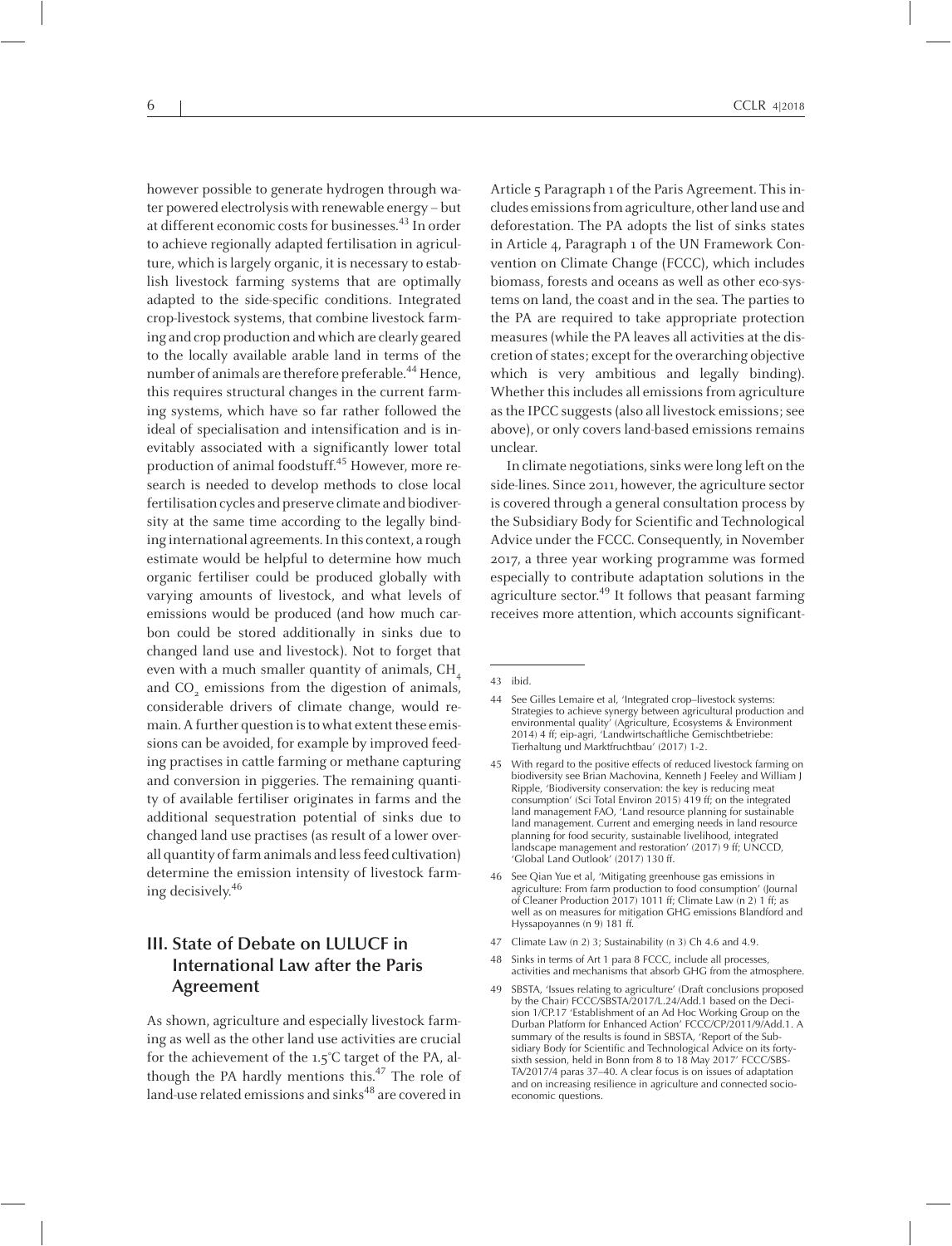however possible to generate hydrogen through water powered electrolysis with renewable energy – but at different economic costs for businesses.[43] In order to achieve regionally adapted fertilisation in agriculture, which is largely organic, it is necessary to establish livestock farming systems that are optimally adapted to the side-specific conditions. Integrated crop-livestock systems, that combine livestock farming and crop production and which are clearly geared to the locally available arable land in terms of the number of animals are therefore preferable.[44] Hence, this requires structural changes in the current farming systems, which have so far rather followed the ideal of specialisation and intensification and is inevitably associated with a significantly lower total production of animal foodstuff.[45] However, more research is needed to develop methods to close local fertilisation cycles and preserve climate and biodiversity at the same time according to the legally binding international agreements. In this context, a rough estimate would be helpful to determine how much organic fertiliser could be produced globally with varying amounts of livestock, and what levels of emissions would be produced (and how much carbon could be stored additionally in sinks due to changed land use and livestock). Not to forget that even with a much smaller quantity of animals, $CH_4$ and $CO_2$ emissions from the digestion of animals, considerable drivers of climate change, would remain. A further question is to what extent these emissions can be avoided, for example by improved feeding practises in cattle farming or methane capturing and conversion in piggeries. The remaining quantity of available fertiliser originates in farms and the additional sequestration potential of sinks due to changed land use practises (as result of a lower overall quantity of farm animals and less feed cultivation) determine the emission intensity of livestock farming decisively.[46]

## III. State of Debate on LULUCF in International Law after the Paris Agreement

As shown, agriculture and especially livestock farming as well as the other land use activities are crucial for the achievement of the 1.5°C target of the PA, although the PA hardly mentions this.[47] The role of land-use related emissions and sinks[48] are covered in Article 5 Paragraph 1 of the Paris Agreement. This includes emissions from agriculture, other land use and deforestation. The PA adopts the list of sinks states in Article 4, Paragraph 1 of the UN Framework Convention on Climate Change (FCCC), which includes biomass, forests and oceans as well as other eco-systems on land, the coast and in the sea. The parties to the PA are required to take appropriate protection measures (while the PA leaves all activities at the discretion of states; except for the overarching objective which is very ambitious and legally binding). Whether this includes all emissions from agriculture as the IPCC suggests (also all livestock emissions; see above), or only covers land-based emissions remains unclear.

In climate negotiations, sinks were long left on the side-lines. Since 2011, however, the agriculture sector is covered through a general consultation process by the Subsidiary Body for Scientific and Technological Advice under the FCCC. Consequently, in November 2017, a three year working programme was formed especially to contribute adaptation solutions in the agriculture sector.[49] It follows that peasant farming receives more attention, which accounts significant-

---

43 ibid.

44 See Gilles Lemaire et al, 'Integrated crop–livestock systems: Strategies to achieve synergy between agricultural production and environmental quality' (Agriculture, Ecosystems & Environment 2014) 4 ff; eip-agri, 'Landwirtschaftliche Gemischtbetriebe: Tierhaltung und Marktfruchtbau' (2017) 1-2.

45 With regard to the positive effects of reduced livestock farming on biodiversity see Brian Machovina, Kenneth J Feeley and William J Ripple, 'Biodiversity conservation: the key is reducing meat consumption' (Sci Total Environ 2015) 419 ff; on the integrated land management FAO, 'Land resource planning for sustainable land management. Current and emerging needs in land resource planning for food security, sustainable livelihood, integrated landscape management and restoration' (2017) 9 ff; UNCCD, 'Global Land Outlook' (2017) 130 ff.

46 See Qian Yue et al, 'Mitigating greenhouse gas emissions in agriculture: From farm production to food consumption' (Journal of Cleaner Production 2017) 1011 ff; Climate Law (n 2) 1 ff; as well as on measures for mitigation GHG emissions Blandford and Hyssapoyannes (n 9) 181 ff.

47 Climate Law (n 2) 3; Sustainability (n 3) Ch 4.6 and 4.9.

48 Sinks in terms of Art 1 para 8 FCCC, include all processes, activities and mechanisms that absorb GHG from the atmosphere.

49 SBSTA, 'Issues relating to agriculture' (Draft conclusions proposed by the Chair) FCCC/SBSTA/2017/L.24/Add.1 based on the Decision 1/CP.17 'Establishment of an Ad Hoc Working Group on the Durban Platform for Enhanced Action' FCCC/CP/2011/9/Add.1. A summary of the results is found in SBSTA, 'Report of the Subsidiary Body for Scientific and Technological Advice on its forty-sixth session, held in Bonn from 8 to 18 May 2017' FCCC/SBSTA/2017/4 paras 37–40. A clear focus is on issues of adaptation and on increasing resilience in agriculture and connected socio-economic questions.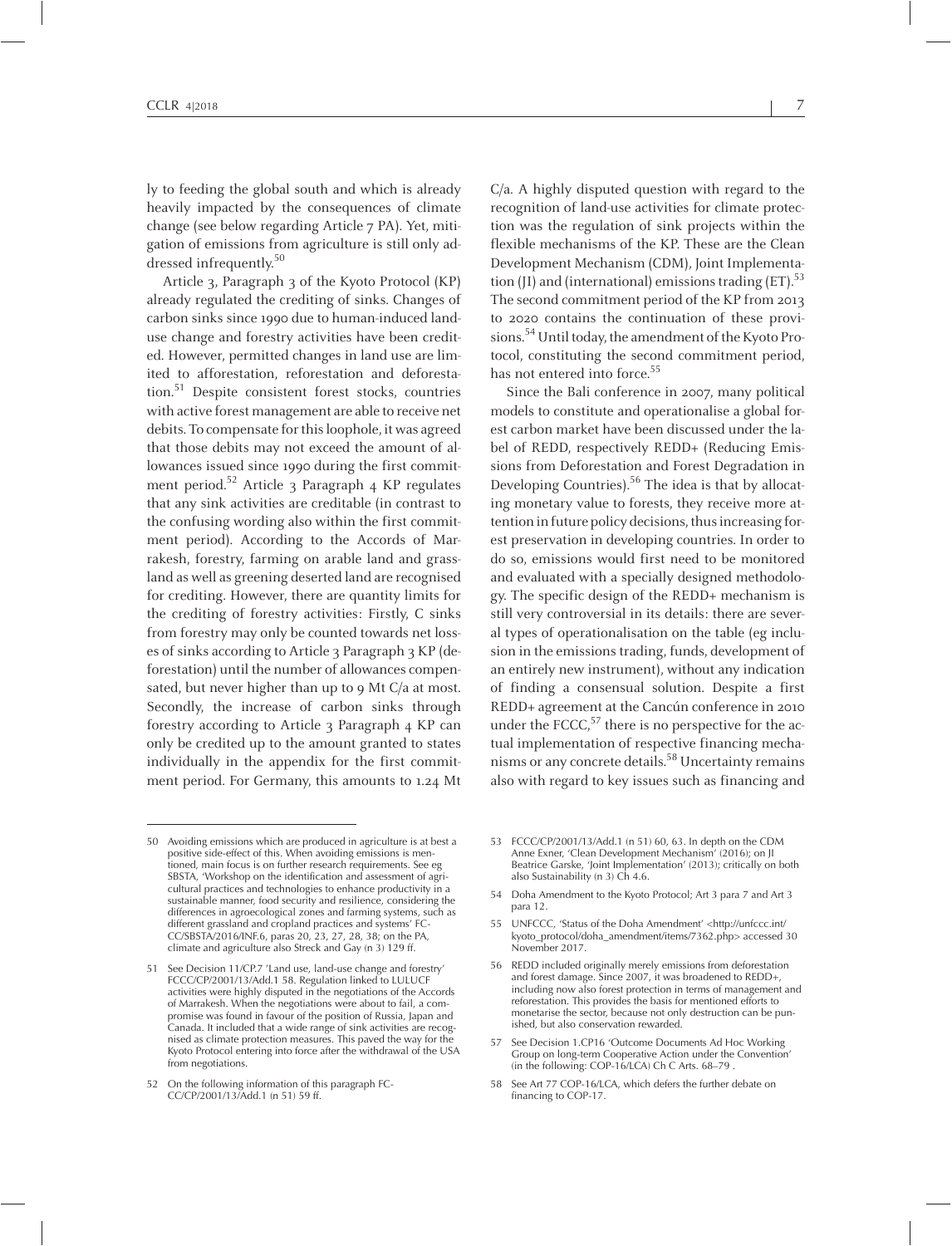ly to feeding the global south and which is already heavily impacted by the consequences of climate change (see below regarding Article 7 PA). Yet, mitigation of emissions from agriculture is still only addressed infrequently.[50]

Article 3, Paragraph 3 of the Kyoto Protocol (KP) already regulated the crediting of sinks. Changes of carbon sinks since 1990 due to human-induced land-use change and forestry activities have been credited. However, permitted changes in land use are limited to afforestation, reforestation and deforestation.[51] Despite consistent forest stocks, countries with active forest management are able to receive net debits. To compensate for this loophole, it was agreed that those debits may not exceed the amount of allowances issued since 1990 during the first commitment period.[52] Article 3 Paragraph 4 KP regulates that any sink activities are creditable (in contrast to the confusing wording also within the first commitment period). According to the Accords of Marrakesh, forestry, farming on arable land and grassland as well as greening deserted land are recognised for crediting. However, there are quantity limits for the crediting of forestry activities: Firstly, C sinks from forestry may only be counted towards net losses of sinks according to Article 3 Paragraph 3 KP (deforestation) until the number of allowances compensated, but never higher than up to 9 Mt C/a at most. Secondly, the increase of carbon sinks through forestry according to Article 3 Paragraph 4 KP can only be credited up to the amount granted to states individually in the appendix for the first commitment period. For Germany, this amounts to 1.24 Mt C/a. A highly disputed question with regard to the recognition of land-use activities for climate protection was the regulation of sink projects within the flexible mechanisms of the KP. These are the Clean Development Mechanism (CDM), Joint Implementation (JI) and (international) emissions trading (ET).[53] The second commitment period of the KP from 2013 to 2020 contains the continuation of these provisions.[54] Until today, the amendment of the Kyoto Protocol, constituting the second commitment period, has not entered into force.[55]

Since the Bali conference in 2007, many political models to constitute and operationalise a global forest carbon market have been discussed under the label of REDD, respectively REDD+ (Reducing Emissions from Deforestation and Forest Degradation in Developing Countries).[56] The idea is that by allocating monetary value to forests, they receive more attention in future policy decisions, thus increasing forest preservation in developing countries. In order to do so, emissions would first need to be monitored and evaluated with a specially designed methodology. The specific design of the REDD+ mechanism is still very controversial in its details: there are several types of operationalisation on the table (eg inclusion in the emissions trading, funds, development of an entirely new instrument), without any indication of finding a consensual solution. Despite a first REDD+ agreement at the Cancún conference in 2010 under the FCCC,[57] there is no perspective for the actual implementation of respective financing mechanisms or any concrete details.[58] Uncertainty remains also with regard to key issues such as financing and

---

50 Avoiding emissions which are produced in agriculture is at best a positive side-effect of this. When avoiding emissions is mentioned, main focus is on further research requirements. See eg SBSTA, 'Workshop on the identification and assessment of agricultural practices and technologies to enhance productivity in a sustainable manner, food security and resilience, considering the differences in agroecological zones and farming systems, such as different grassland and cropland practices and systems' FCCC/SBSTA/2016/INF.6, paras 20, 23, 27, 28, 38; on the PA, climate and agriculture also Streck and Gay (n 3) 129 ff.

51 See Decision 11/CP.7 'Land use, land-use change and forestry' FCCC/CP/2001/13/Add.1 58. Regulation linked to LULUCF activities were highly disputed in the negotiations of the Accords of Marrakesh. When the negotiations were about to fail, a compromise was found in favour of the position of Russia, Japan and Canada. It included that a wide range of sink activities are recognised as climate protection measures. This paved the way for the Kyoto Protocol entering into force after the withdrawal of the USA from negotiations.

52 On the following information of this paragraph FCCC/CP/2001/13/Add.1 (n 51) 59 ff.

53 FCCC/CP/2001/13/Add.1 (n 51) 60, 63. In depth on the CDM Anne Exner, 'Clean Development Mechanism' (2016); on JI Beatrice Garske, 'Joint Implementation' (2013); critically on both also Sustainability (n 3) Ch 4.6.

54 Doha Amendment to the Kyoto Protocol; Art 3 para 7 and Art 3 para 12.

55 UNFCCC, 'Status of the Doha Amendment' <http://unfccc.int/kyoto_protocol/doha_amendment/items/7362.php> accessed 30 November 2017.

56 REDD included originally merely emissions from deforestation and forest damage. Since 2007, it was broadened to REDD+, including now also forest protection in terms of management and reforestation. This provides the basis for mentioned efforts to monetarise the sector, because not only destruction can be punished, but also conservation rewarded.

57 See Decision 1.CP16 'Outcome Documents Ad Hoc Working Group on long-term Cooperative Action under the Convention' (in the following: COP-16/LCA) Ch C Arts. 68–79 .

58 See Art 77 COP-16/LCA, which defers the further debate on financing to COP-17.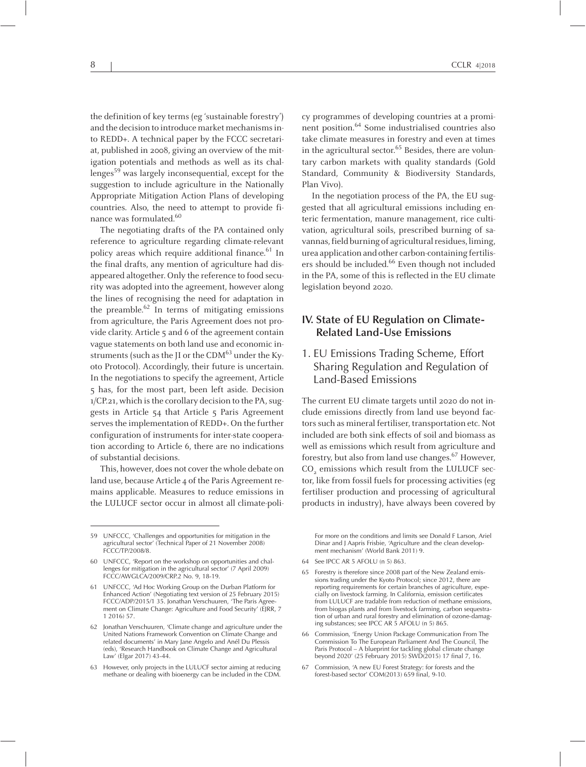the definition of key terms (eg 'sustainable forestry') and the decision to introduce market mechanisms into REDD+. A technical paper by the FCCC secretariat, published in 2008, giving an overview of the mitigation potentials and methods as well as its challenges[59] was largely inconsequential, except for the suggestion to include agriculture in the Nationally Appropriate Mitigation Action Plans of developing countries. Also, the need to attempt to provide finance was formulated.[60]

The negotiating drafts of the PA contained only reference to agriculture regarding climate-relevant policy areas which require additional finance.[61] In the final drafts, any mention of agriculture had disappeared altogether. Only the reference to food security was adopted into the agreement, however along the lines of recognising the need for adaptation in the preamble.[62] In terms of mitigating emissions from agriculture, the Paris Agreement does not provide clarity. Article 5 and 6 of the agreement contain vague statements on both land use and economic instruments (such as the JI or the CDM[63] under the Kyoto Protocol). Accordingly, their future is uncertain. In the negotiations to specify the agreement, Article 5 has, for the most part, been left aside. Decision 1/CP.21, which is the corollary decision to the PA, suggests in Article 54 that Article 5 Paris Agreement serves the implementation of REDD+. On the further configuration of instruments for inter-state cooperation according to Article 6, there are no indications of substantial decisions.

This, however, does not cover the whole debate on land use, because Article 4 of the Paris Agreement remains applicable. Measures to reduce emissions in the LULUCF sector occur in almost all climate-policy programmes of developing countries at a prominent position.[64] Some industrialised countries also take climate measures in forestry and even at times in the agricultural sector.[65] Besides, there are voluntary carbon markets with quality standards (Gold Standard, Community & Biodiversity Standards, Plan Vivo).

In the negotiation process of the PA, the EU suggested that all agricultural emissions including enteric fermentation, manure management, rice cultivation, agricultural soils, prescribed burning of savannas, field burning of agricultural residues, liming, urea application and other carbon-containing fertilisers should be included.[66] Even though not included in the PA, some of this is reflected in the EU climate legislation beyond 2020.

## IV. State of EU Regulation on Climate-Related Land-Use Emissions

### 1. EU Emissions Trading Scheme, Effort Sharing Regulation and Regulation of Land-Based Emissions

The current EU climate targets until 2020 do not include emissions directly from land use beyond factors such as mineral fertiliser, transportation etc. Not included are both sink effects of soil and biomass as well as emissions which result from agriculture and forestry, but also from land use changes.[67] However, $CO_2$ emissions which result from the LULUCF sector, like from fossil fuels for processing activities (eg fertiliser production and processing of agricultural products in industry), have always been covered by

---

59 UNFCCC, 'Challenges and opportunities for mitigation in the agricultural sector' (Technical Paper of 21 November 2008) FCCC/TP/2008/8.

60 UNFCCC, 'Report on the workshop on opportunities and challenges for mitigation in the agricultural sector' (7 April 2009) FCCC/AWGLCA/2009/CRP.2 No. 9, 18-19.

61 UNFCCC, 'Ad Hoc Working Group on the Durban Platform for Enhanced Action' (Negotiating text version of 25 February 2015) FCCC/ADP/2015/1 35. Jonathan Verschuuren, 'The Paris Agreement on Climate Change: Agriculture and Food Security' (EJRR, 7 1 2016) 57.

62 Jonathan Verschuuren, 'Climate change and agriculture under the United Nations Framework Convention on Climate Change and related documents' in Mary Jane Angelo and Anél Du Plessis (eds), 'Research Handbook on Climate Change and Agricultural Law' (Elgar 2017) 43-44.

63 However, only projects in the LULUCF sector aiming at reducing methane or dealing with bioenergy can be included in the CDM. For more on the conditions and limits see Donald F Larson, Ariel Dinar and J Aapris Frisbie, 'Agriculture and the clean development mechanism' (World Bank 2011) 9.

64 See IPCC AR 5 AFOLU (n 5) 863.

65 Forestry is therefore since 2008 part of the New Zealand emissions trading under the Kyoto Protocol; since 2012, there are reporting requirements for certain branches of agriculture, especially on livestock farming. In California, emission certificates from LULUCF are tradable from reduction of methane emissions, from biogas plants and from livestock farming, carbon sequestration of urban and rural forestry and elimination of ozone-damaging substances; see IPCC AR 5 AFOLU (n 5) 865.

66 Commission, 'Energy Union Package Communication From The Commission To The European Parliament And The Council, The Paris Protocol – A blueprint for tackling global climate change beyond 2020' (25 February 2015) SWD(2015) 17 final 7, 16.

67 Commission, 'A new EU Forest Strategy: for forests and the forest-based sector' COM(2013) 659 final, 9-10.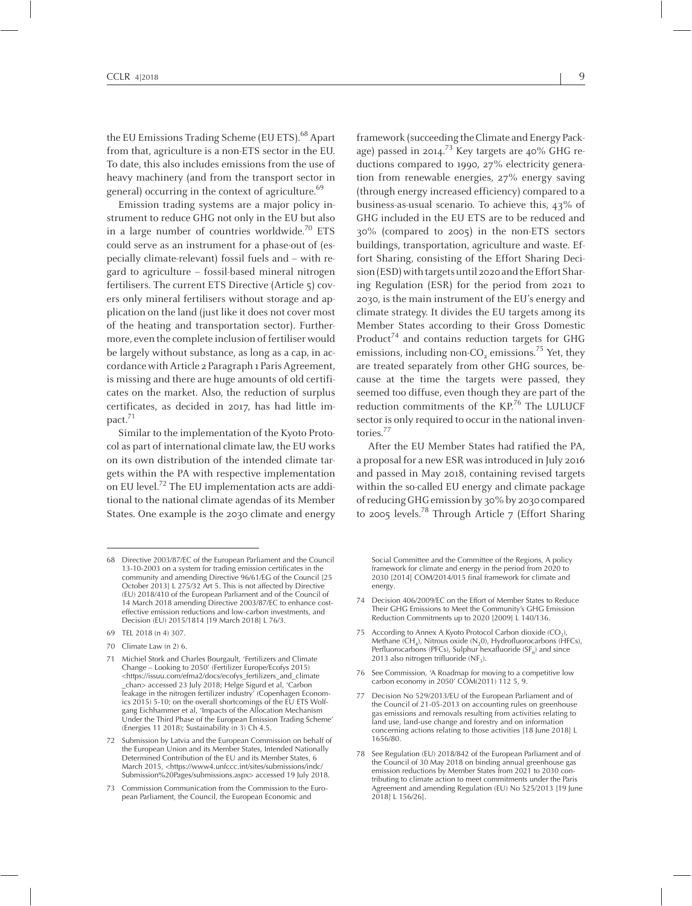the EU Emissions Trading Scheme (EU ETS).[68] Apart from that, agriculture is a non-ETS sector in the EU. To date, this also includes emissions from the use of heavy machinery (and from the transport sector in general) occurring in the context of agriculture.[69]

Emission trading systems are a major policy instrument to reduce GHG not only in the EU but also in a large number of countries worldwide.[70] ETS could serve as an instrument for a phase-out of (especially climate-relevant) fossil fuels and – with regard to agriculture – fossil-based mineral nitrogen fertilisers. The current ETS Directive (Article 5) covers only mineral fertilisers without storage and application on the land (just like it does not cover most of the heating and transportation sector). Furthermore, even the complete inclusion of fertiliser would be largely without substance, as long as a cap, in accordance with Article 2 Paragraph 1 Paris Agreement, is missing and there are huge amounts of old certificates on the market. Also, the reduction of surplus certificates, as decided in 2017, has had little impact.[71]

Similar to the implementation of the Kyoto Protocol as part of international climate law, the EU works on its own distribution of the intended climate targets within the PA with respective implementation on EU level.[72] The EU implementation acts are additional to the national climate agendas of its Member States. One example is the 2030 climate and energy framework (succeeding the Climate and Energy Package) passed in 2014.[73] Key targets are 40% GHG reductions compared to 1990, 27% electricity generation from renewable energies, 27% energy saving (through energy increased efficiency) compared to a business-as-usual scenario. To achieve this, 43% of GHG included in the EU ETS are to be reduced and 30% (compared to 2005) in the non-ETS sectors buildings, transportation, agriculture and waste. Effort Sharing, consisting of the Effort Sharing Decision (ESD) with targets until 2020 and the Effort Sharing Regulation (ESR) for the period from 2021 to 2030, is the main instrument of the EU's energy and climate strategy. It divides the EU targets among its Member States according to their Gross Domestic Product[74] and contains reduction targets for GHG emissions, including non-$CO_2$ emissions.[75] Yet, they are treated separately from other GHG sources, because at the time the targets were passed, they seemed too diffuse, even though they are part of the reduction commitments of the KP.[76] The LULUCF sector is only required to occur in the national inventories.[77]

After the EU Member States had ratified the PA, a proposal for a new ESR was introduced in July 2016 and passed in May 2018, containing revised targets within the so-called EU energy and climate package of reducing GHG emission by 30% by 2030 compared to 2005 levels.[78] Through Article 7 (Effort Sharing

---

68 Directive 2003/87/EC of the European Parliament and the Council 13-10-2003 on a system for trading emission certificates in the community and amending Directive 96/61/EG of the Council [25 October 2013] L 275/32 Art 5. This is not affected by Directive (EU) 2018/410 of the European Parliament and of the Council of 14 March 2018 amending Directive 2003/87/EC to enhance cost-effective emission reductions and low-carbon investments, and Decision (EU) 2015/1814 [19 March 2018] L 76/3.

69 TEL 2018 (n 4) 307.

70 Climate Law (n 2) 6.

71 Michiel Stork and Charles Bourgault, 'Fertilizers and Climate Change – Looking to 2050' (Fertilizer Europe/Ecofys 2015) <https://issuu.com/efma2/docs/ecofys_fertilizers_and_climate_chan> accessed 23 July 2018; Helge Sigurd et al, 'Carbon leakage in the nitrogen fertilizer industry' (Copenhagen Economics 2015) 5-10; on the overall shortcomings of the EU ETS Wolfgang Eichhammer et al, 'Impacts of the Allocation Mechanism Under the Third Phase of the European Emission Trading Scheme' (Energies 11 2018); Sustainability (n 3) Ch 4.5.

72 Submission by Latvia and the European Commission on behalf of the European Union and its Member States, Intended Nationally Determined Contribution of the EU and its Member States, 6 March 2015, <https://www4.unfccc.int/sites/submissions/indc/Submission%20Pages/submissions.aspx> accessed 19 July 2018.

73 Commission Communication from the Commission to the European Parliament, the Council, the European Economic and Social Committee and the Committee of the Regions, A policy framework for climate and energy in the period from 2020 to 2030 [2014] COM/2014/015 final framework for climate and energy.

74 Decision 406/2009/EC on the Effort of Member States to Reduce Their GHG Emissions to Meet the Community's GHG Emission Reduction Commitments up to 2020 [2009] L 140/136.

75 According to Annex A Kyoto Protocol Carbon dioxide ($CO_2$), Methane ($CH_4$), Nitrous oxide ($N_2O$), Hydrofluorocarbons (HFCs), Perfluorocarbons (PFCs), Sulphur hexafluoride ($SF_6$) and since 2013 also nitrogen trifluoride ($NF_3$).

76 See Commission, 'A Roadmap for moving to a competitive low carbon economy in 2050' COM(2011) 112 5, 9.

77 Decision No 529/2013/EU of the European Parliament and of the Council of 21-05-2013 on accounting rules on greenhouse gas emissions and removals resulting from activities relating to land use, land-use change and forestry and on information concerning actions relating to those activities [18 June 2018] L 1656/80.

78 See Regulation (EU) 2018/842 of the European Parliament and of the Council of 30 May 2018 on binding annual greenhouse gas emission reductions by Member States from 2021 to 2030 contributing to climate action to meet commitments under the Paris Agreement and amending Regulation (EU) No 525/2013 [19 June 2018] L 156/26].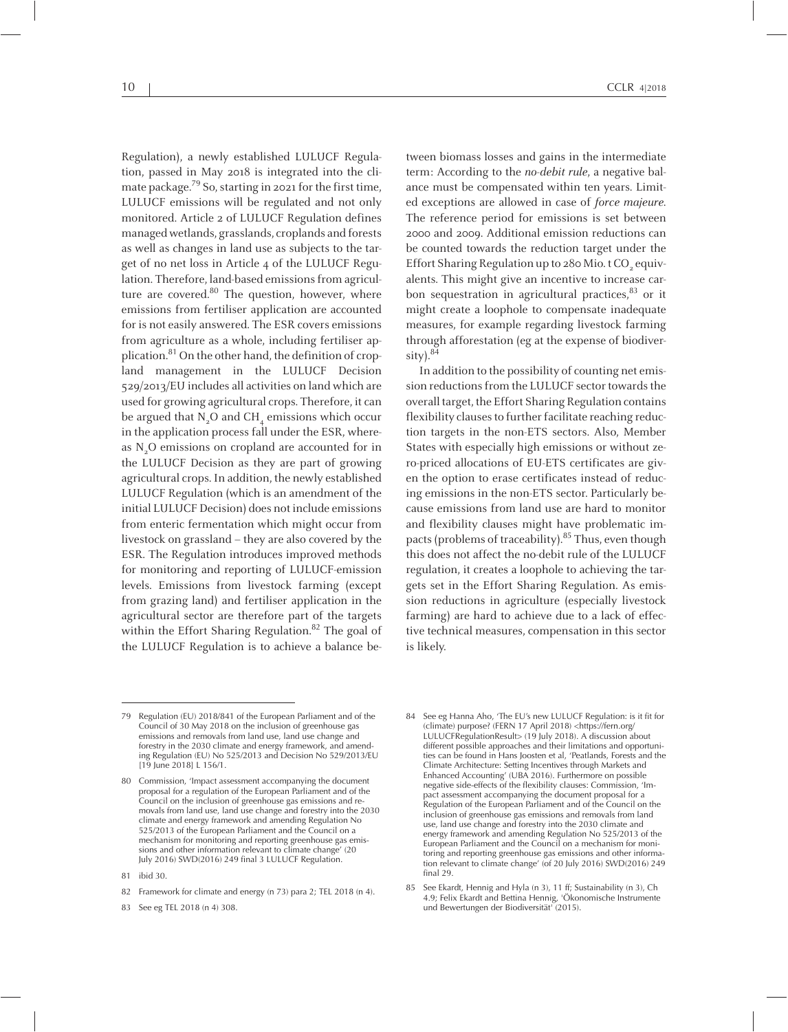Regulation), a newly established LULUCF Regulation, passed in May 2018 is integrated into the climate package.[79] So, starting in 2021 for the first time, LULUCF emissions will be regulated and not only monitored. Article 2 of LULUCF Regulation defines managed wetlands, grasslands, croplands and forests as well as changes in land use as subjects to the target of no net loss in Article 4 of the LULUCF Regulation. Therefore, land-based emissions from agriculture are covered.[80] The question, however, where emissions from fertiliser application are accounted for is not easily answered. The ESR covers emissions from agriculture as a whole, including fertiliser application.[81] On the other hand, the definition of cropland management in the LULUCF Decision 529/2013/EU includes all activities on land which are used for growing agricultural crops. Therefore, it can be argued that $N_2O$ and $CH_4$ emissions which occur in the application process fall under the ESR, whereas $N_2O$ emissions on cropland are accounted for in the LULUCF Decision as they are part of growing agricultural crops. In addition, the newly established LULUCF Regulation (which is an amendment of the initial LULUCF Decision) does not include emissions from enteric fermentation which might occur from livestock on grassland – they are also covered by the ESR. The Regulation introduces improved methods for monitoring and reporting of LULUCF-emission levels. Emissions from livestock farming (except from grazing land) and fertiliser application in the agricultural sector are therefore part of the targets within the Effort Sharing Regulation.[82] The goal of the LULUCF Regulation is to achieve a balance between biomass losses and gains in the intermediate term: According to the *no-debit rule*, a negative balance must be compensated within ten years. Limited exceptions are allowed in case of *force majeure*. The reference period for emissions is set between 2000 and 2009. Additional emission reductions can be counted towards the reduction target under the Effort Sharing Regulation up to 280 Mio. t $CO_2$ equivalents. This might give an incentive to increase carbon sequestration in agricultural practices,[83] or it might create a loophole to compensate inadequate measures, for example regarding livestock farming through afforestation (eg at the expense of biodiversity).[84]

In addition to the possibility of counting net emission reductions from the LULUCF sector towards the overall target, the Effort Sharing Regulation contains flexibility clauses to further facilitate reaching reduction targets in the non-ETS sectors. Also, Member States with especially high emissions or without zero-priced allocations of EU-ETS certificates are given the option to erase certificates instead of reducing emissions in the non-ETS sector. Particularly because emissions from land use are hard to monitor and flexibility clauses might have problematic impacts (problems of traceability).[85] Thus, even though this does not affect the no-debit rule of the LULUCF regulation, it creates a loophole to achieving the targets set in the Effort Sharing Regulation. As emission reductions in agriculture (especially livestock farming) are hard to achieve due to a lack of effective technical measures, compensation in this sector is likely.

---

79 Regulation (EU) 2018/841 of the European Parliament and of the Council of 30 May 2018 on the inclusion of greenhouse gas emissions and removals from land use, land use change and forestry in the 2030 climate and energy framework, and amending Regulation (EU) No 525/2013 and Decision No 529/2013/EU [19 June 2018] L 156/1.

80 Commission, 'Impact assessment accompanying the document proposal for a regulation of the European Parliament and of the Council on the inclusion of greenhouse gas emissions and removals from land use, land use change and forestry into the 2030 climate and energy framework and amending Regulation No 525/2013 of the European Parliament and the Council on a mechanism for monitoring and reporting greenhouse gas emissions and other information relevant to climate change' (20 July 2016) SWD(2016) 249 final 3 LULUCF Regulation.

81 ibid 30.

82 Framework for climate and energy (n 73) para 2; TEL 2018 (n 4).

83 See eg TEL 2018 (n 4) 308.

84 See eg Hanna Aho, 'The EU's new LULUCF Regulation: is it fit for (climate) purpose? (FERN 17 April 2018) <https://fern.org/LULUCFRegulationResult> (19 July 2018). A discussion about different possible approaches and their limitations and opportunities can be found in Hans Joosten et al, 'Peatlands, Forests and the Climate Architecture: Setting Incentives through Markets and Enhanced Accounting' (UBA 2016). Furthermore on possible negative side-effects of the flexibility clauses: Commission, 'Impact assessment accompanying the document proposal for a Regulation of the European Parliament and of the Council on the inclusion of greenhouse gas emissions and removals from land use, land use change and forestry into the 2030 climate and energy framework and amending Regulation No 525/2013 of the European Parliament and the Council on a mechanism for monitoring and reporting greenhouse gas emissions and other information relevant to climate change' (of 20 July 2016) SWD(2016) 249 final 29.

85 See Ekardt, Hennig and Hyla (n 3), 11 ff; Sustainability (n 3), Ch 4.9; Felix Ekardt and Bettina Hennig, 'Ökonomische Instrumente und Bewertungen der Biodiversität' (2015).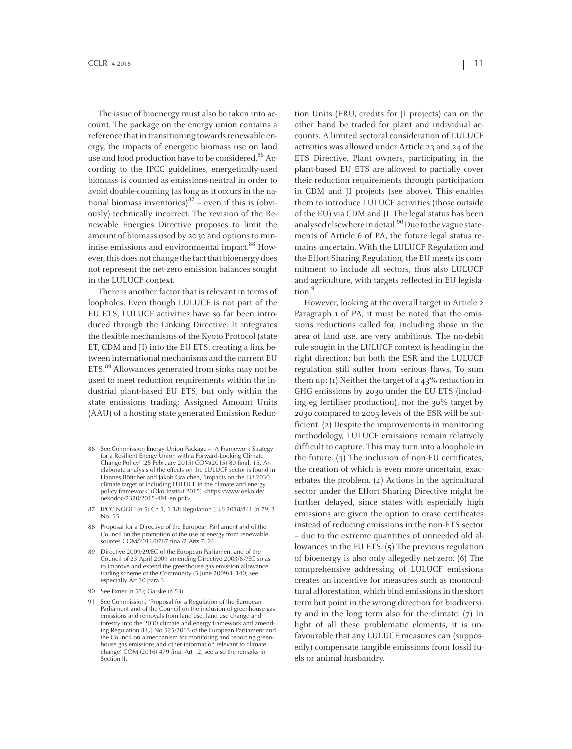The issue of bioenergy must also be taken into account. The package on the energy union contains a reference that in transitioning towards renewable energy, the impacts of energetic biomass use on land use and food production have to be considered.[86] According to the IPCC guidelines, energetically-used biomass is counted as emissions-neutral in order to avoid double-counting (as long as it occurs in the national biomass inventories)[87] – even if this is (obviously) technically incorrect. The revision of the Renewable Energies Directive proposes to limit the amount of biomass used by 2030 and options to minimise emissions and environmental impact.[88] However, this does not change the fact that bioenergy does not represent the net-zero emission balances sought in the LULUCF context.

There is another factor that is relevant in terms of loopholes. Even though LULUCF is not part of the EU ETS, LULUCF activities have so far been introduced through the Linking Directive. It integrates the flexible mechanisms of the Kyoto Protocol (state ET, CDM and JI) into the EU ETS, creating a link between international mechanisms and the current EU ETS.[89] Allowances generated from sinks may not be used to meet reduction requirements within the industrial plant-based EU ETS, but only within the state emissions trading: Assigned Amount Units (AAU) of a hosting state generated Emission Reduction Units (ERU, credits for JI projects) can on the other hand be traded for plant and individual accounts. A limited sectoral consideration of LULUCF activities was allowed under Article 23 and 24 of the ETS Directive. Plant owners, participating in the plant-based EU ETS are allowed to partially cover their reduction requirements through participation in CDM and JI projects (see above). This enables them to introduce LULUCF activities (those outside of the EU) via CDM and JI. The legal status has been analysed elsewhere in detail.[90] Due to the vague statements of Article 6 of PA, the future legal status remains uncertain. With the LULUCF Regulation and the Effort Sharing Regulation, the EU meets its commitment to include all sectors, thus also LULUCF and agriculture, with targets reflected in EU legislation.[91]

However, looking at the overall target in Article 2 Paragraph 1 of PA, it must be noted that the emissions reductions called for, including those in the area of land use, are very ambitious. The no-debit rule sought in the LULUCF context is heading in the right direction; but both the ESR and the LULUCF regulation still suffer from serious flaws. To sum them up: (1) Neither the target of a 43% reduction in GHG emissions by 2030 under the EU ETS (including eg fertiliser production), nor the 30% target by 2030 compared to 2005 levels of the ESR will be sufficient. (2) Despite the improvements in monitoring methodology, LULUCF emissions remain relatively difficult to capture. This may turn into a loophole in the future. (3) The inclusion of non-EU certificates, the creation of which is even more uncertain, exacerbates the problem. (4) Actions in the agricultural sector under the Effort Sharing Directive might be further delayed, since states with especially high emissions are given the option to erase certificates instead of reducing emissions in the non-ETS sector – due to the extreme quantities of unneeded old allowances in the EU ETS. (5) The previous regulation of bioenergy is also only allegedly net-zero. (6) The comprehensive addressing of LULUCF emissions creates an incentive for measures such as monocultural afforestation, which bind emissions in the short term but point in the wrong direction for biodiversity and in the long term also for the climate. (7) In light of all these problematic elements, it is unfavourable that any LULUCF measures can (supposedly) compensate tangible emissions from fossil fuels or animal husbandry.

---

86 See Commission Energy Union Package – 'A Framework Strategy for a Resilient Energy Union with a Forward-Looking Climate Change Policy' (25 February 2015) COM(2015) 80 final, 15. An elaborate analysis of the effects on the LULUCF sector is found in Hannes Böttcher and Jakob Graichen, 'Impacts on the EU 2030 climate target of including LULUCF in the climate and energy policy framework' (Öko-Institut 2015) <https://www.oeko.de/oekodoc/2320/2015-491-en.pdf>.

87 IPCC NGGIP (n 5) Ch 1, 1.18; Regulation (EU) 2018/841 (n 79) 3 No. 15.

88 Proposal for a Directive of the European Parliament and of the Council on the promotion of the use of energy from renewable sources COM/2016/0767 final/2 Arts 7, 26.

89 Directive 2009/29/EC of the European Parliament and of the Council of 23 April 2009 amending Directive 2003/87/EC so as to improve and extend the greenhouse gas emission allowance trading scheme of the Community (5 June 2009) L 140; see especially Art 30 para 3.

90 See Exner (n 53); Garske (n 53).

91 See Commission, 'Proposal for a Regulation of the European Parliament and of the Council on the inclusion of greenhouse gas emissions and removals from land use, land use change and forestry into the 2030 climate and energy framework and amending Regulation (EU) No 525/2013 of the European Parliament and the Council on a mechanism for monitoring and reporting greenhouse gas emissions and other information relevant to climate change' COM (2016) 479 final Art 12; see also the remarks in Section II.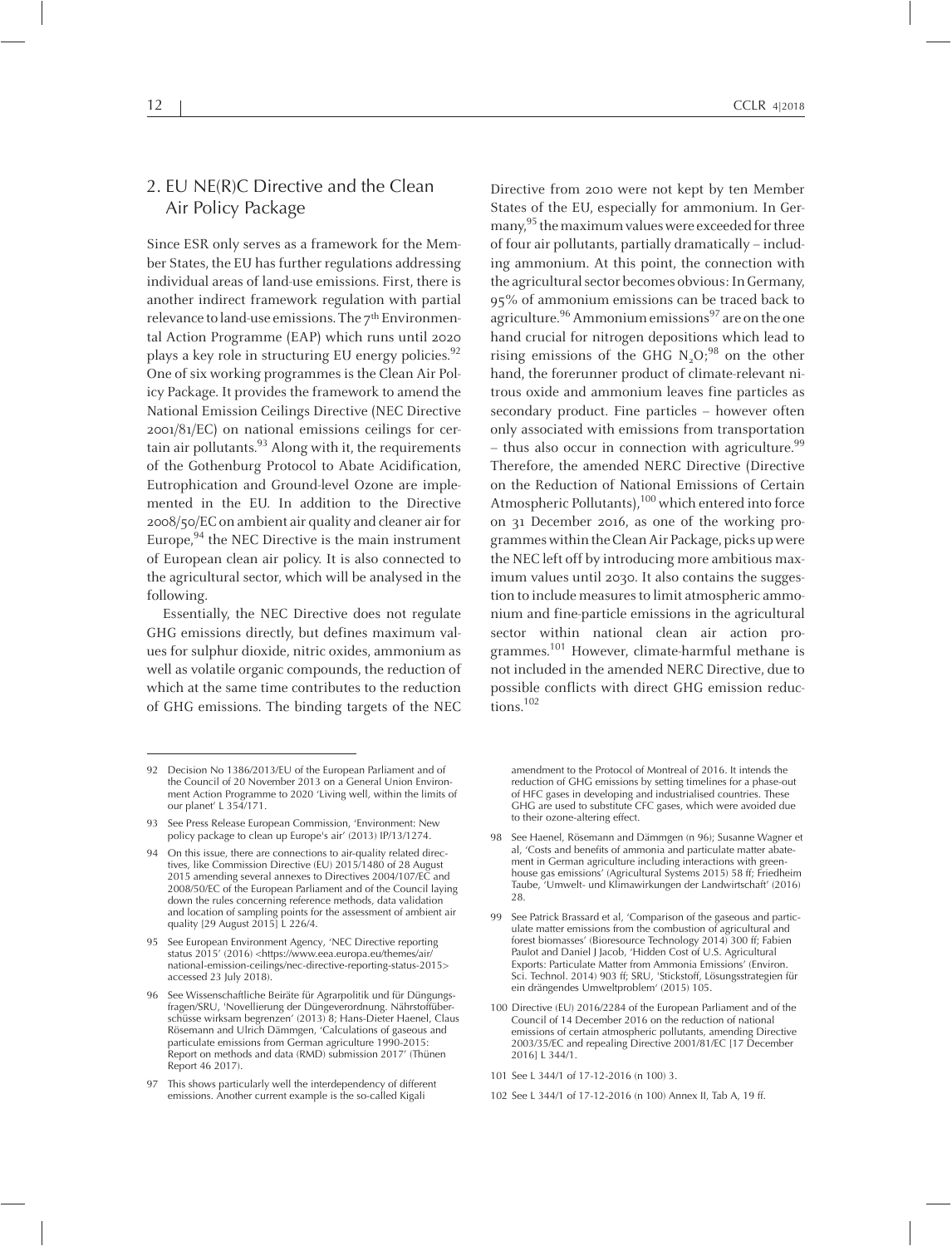## 2. EU NE(R)C Directive and the Clean Air Policy Package

Since ESR only serves as a framework for the Member States, the EU has further regulations addressing individual areas of land-use emissions. First, there is another indirect framework regulation with partial relevance to land-use emissions. The 7th Environmental Action Programme (EAP) which runs until 2020 plays a key role in structuring EU energy policies.[92] One of six working programmes is the Clean Air Policy Package. It provides the framework to amend the National Emission Ceilings Directive (NEC Directive 2001/81/EC) on national emissions ceilings for certain air pollutants.[93] Along with it, the requirements of the Gothenburg Protocol to Abate Acidification, Eutrophication and Ground-level Ozone are implemented in the EU. In addition to the Directive 2008/50/EC on ambient air quality and cleaner air for Europe,[94] the NEC Directive is the main instrument of European clean air policy. It is also connected to the agricultural sector, which will be analysed in the following.

Essentially, the NEC Directive does not regulate GHG emissions directly, but defines maximum values for sulphur dioxide, nitric oxides, ammonium as well as volatile organic compounds, the reduction of which at the same time contributes to the reduction of GHG emissions. The binding targets of the NEC Directive from 2010 were not kept by ten Member States of the EU, especially for ammonium. In Germany,[95] the maximum values were exceeded for three of four air pollutants, partially dramatically – including ammonium. At this point, the connection with the agricultural sector becomes obvious: In Germany, 95% of ammonium emissions can be traced back to agriculture.[96] Ammonium emissions[97] are on the one hand crucial for nitrogen depositions which lead to rising emissions of the GHG $N_2O$;[98] on the other hand, the forerunner product of climate-relevant nitrous oxide and ammonium leaves fine particles as secondary product. Fine particles – however often only associated with emissions from transportation – thus also occur in connection with agriculture.[99] Therefore, the amended NERC Directive (Directive on the Reduction of National Emissions of Certain Atmospheric Pollutants),[100] which entered into force on 31 December 2016, as one of the working programmes within the Clean Air Package, picks up were the NEC left off by introducing more ambitious maximum values until 2030. It also contains the suggestion to include measures to limit atmospheric ammonium and fine-particle emissions in the agricultural sector within national clean air action programmes.[101] However, climate-harmful methane is not included in the amended NERC Directive, due to possible conflicts with direct GHG emission reductions.[102]

---

92 Decision No 1386/2013/EU of the European Parliament and of the Council of 20 November 2013 on a General Union Environment Action Programme to 2020 'Living well, within the limits of our planet' L 354/171.

93 See Press Release European Commission, 'Environment: New policy package to clean up Europe's air' (2013) IP/13/1274.

94 On this issue, there are connections to air-quality related directives, like Commission Directive (EU) 2015/1480 of 28 August 2015 amending several annexes to Directives 2004/107/EC and 2008/50/EC of the European Parliament and of the Council laying down the rules concerning reference methods, data validation and location of sampling points for the assessment of ambient air quality [29 August 2015] L 226/4.

95 See European Environment Agency, 'NEC Directive reporting status 2015' (2016) <https://www.eea.europa.eu/themes/air/national-emission-ceilings/nec-directive-reporting-status-2015> accessed 23 July 2018).

96 See Wissenschaftliche Beiräte für Agrarpolitik und für Düngungsfragen/SRU, 'Novellierung der Düngeverordnung. Nährstoffüberschüsse wirksam begrenzen' (2013) 8; Hans-Dieter Haenel, Claus Rösemann and Ulrich Dämmgen, 'Calculations of gaseous and particulate emissions from German agriculture 1990-2015: Report on methods and data (RMD) submission 2017' (Thünen Report 46 2017).

97 This shows particularly well the interdependency of different emissions. Another current example is the so-called Kigali amendment to the Protocol of Montreal of 2016. It intends the reduction of GHG emissions by setting timelines for a phase-out of HFC gases in developing and industrialised countries. These GHG are used to substitute CFC gases, which were avoided due to their ozone-altering effect.

98 See Haenel, Rösemann and Dämmgen (n 96); Susanne Wagner et al, 'Costs and benefits of ammonia and particulate matter abatement in German agriculture including interactions with greenhouse gas emissions' (Agricultural Systems 2015) 58 ff; Friedheim Taube, 'Umwelt- und Klimawirkungen der Landwirtschaft' (2016) 28.

99 See Patrick Brassard et al, 'Comparison of the gaseous and particulate matter emissions from the combustion of agricultural and forest biomasses' (Bioresource Technology 2014) 300 ff; Fabien Paulot and Daniel J Jacob, 'Hidden Cost of U.S. Agricultural Exports: Particulate Matter from Ammonia Emissions' (Environ. Sci. Technol. 2014) 903 ff; SRU, 'Stickstoff, Lösungsstrategien für ein drängendes Umweltproblem' (2015) 105.

100 Directive (EU) 2016/2284 of the European Parliament and of the Council of 14 December 2016 on the reduction of national emissions of certain atmospheric pollutants, amending Directive 2003/35/EC and repealing Directive 2001/81/EC [17 December 2016] L 344/1.

101 See L 344/1 of 17-12-2016 (n 100) 3.

102 See L 344/1 of 17-12-2016 (n 100) Annex II, Tab A, 19 ff.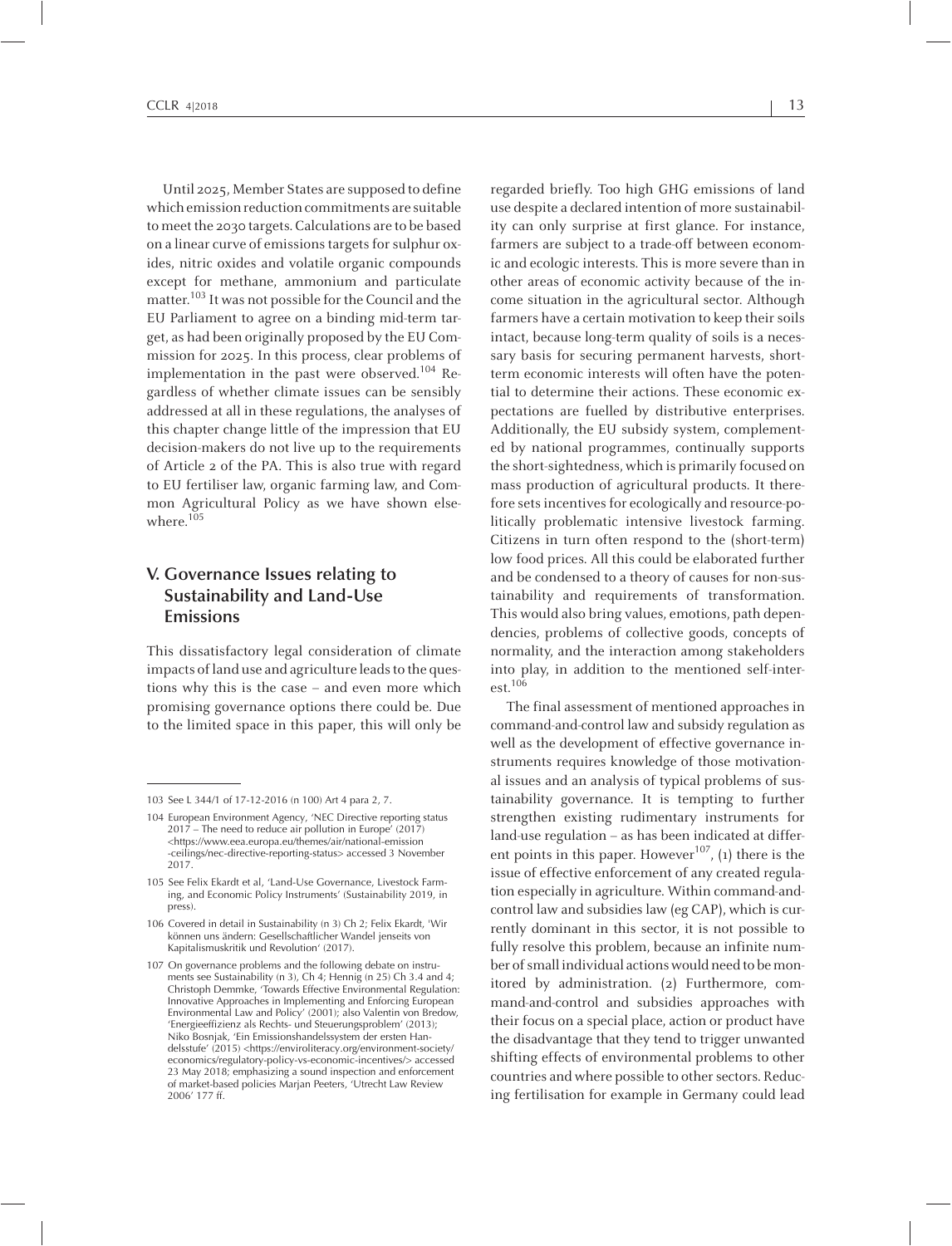Until 2025, Member States are supposed to define which emission reduction commitments are suitable to meet the 2030 targets. Calculations are to be based on a linear curve of emissions targets for sulphur oxides, nitric oxides and volatile organic compounds except for methane, ammonium and particulate matter.[103] It was not possible for the Council and the EU Parliament to agree on a binding mid-term target, as had been originally proposed by the EU Commission for 2025. In this process, clear problems of implementation in the past were observed.[104] Regardless of whether climate issues can be sensibly addressed at all in these regulations, the analyses of this chapter change little of the impression that EU decision-makers do not live up to the requirements of Article 2 of the PA. This is also true with regard to EU fertiliser law, organic farming law, and Common Agricultural Policy as we have shown elsewhere.[105]

## V. Governance Issues relating to Sustainability and Land-Use Emissions

This dissatisfactory legal consideration of climate impacts of land use and agriculture leads to the questions why this is the case – and even more which promising governance options there could be. Due to the limited space in this paper, this will only be regarded briefly. Too high GHG emissions of land use despite a declared intention of more sustainability can only surprise at first glance. For instance, farmers are subject to a trade-off between economic and ecologic interests. This is more severe than in other areas of economic activity because of the income situation in the agricultural sector. Although farmers have a certain motivation to keep their soils intact, because long-term quality of soils is a necessary basis for securing permanent harvests, short-term economic interests will often have the potential to determine their actions. These economic expectations are fuelled by distributive enterprises. Additionally, the EU subsidy system, complemented by national programmes, continually supports the short-sightedness, which is primarily focused on mass production of agricultural products. It therefore sets incentives for ecologically and resource-politically problematic intensive livestock farming. Citizens in turn often respond to the (short-term) low food prices. All this could be elaborated further and be condensed to a theory of causes for non-sustainability and requirements of transformation. This would also bring values, emotions, path dependencies, problems of collective goods, concepts of normality, and the interaction among stakeholders into play, in addition to the mentioned self-interest.[106]

The final assessment of mentioned approaches in command-and-control law and subsidy regulation as well as the development of effective governance instruments requires knowledge of those motivational issues and an analysis of typical problems of sustainability governance. It is tempting to further strengthen existing rudimentary instruments for land-use regulation – as has been indicated at different points in this paper. However[107], (1) there is the issue of effective enforcement of any created regulation especially in agriculture. Within command-and-control law and subsidies law (eg CAP), which is currently dominant in this sector, it is not possible to fully resolve this problem, because an infinite number of small individual actions would need to be monitored by administration. (2) Furthermore, command-and-control and subsidies approaches with their focus on a special place, action or product have the disadvantage that they tend to trigger unwanted shifting effects of environmental problems to other countries and where possible to other sectors. Reducing fertilisation for example in Germany could lead

---

103 See L 344/1 of 17-12-2016 (n 100) Art 4 para 2, 7.

104 European Environment Agency, 'NEC Directive reporting status 2017 – The need to reduce air pollution in Europe' (2017) <https://www.eea.europa.eu/themes/air/national-emission-ceilings/nec-directive-reporting-status> accessed 3 November 2017.

105 See Felix Ekardt et al, 'Land-Use Governance, Livestock Farming, and Economic Policy Instruments' (Sustainability 2019, in press).

106 Covered in detail in Sustainability (n 3) Ch 2; Felix Ekardt, 'Wir können uns ändern: Gesellschaftlicher Wandel jenseits von Kapitalismuskritik und Revolution' (2017).

107 On governance problems and the following debate on instruments see Sustainability (n 3), Ch 4; Hennig (n 25) Ch 3.4 and 4; Christoph Demmke, 'Towards Effective Environmental Regulation: Innovative Approaches in Implementing and Enforcing European Environmental Law and Policy' (2001); also Valentin von Bredow, 'Energieeffizienz als Rechts- und Steuerungsproblem' (2013); Niko Bosnjak, 'Ein Emissionshandelssystem der ersten Handelsstufe' (2015) <https://enviroliteracy.org/environment-society/economics/regulatory-policy-vs-economic-incentives/> accessed 23 May 2018; emphasizing a sound inspection and enforcement of market-based policies Marjan Peeters, 'Utrecht Law Review 2006' 177 ff.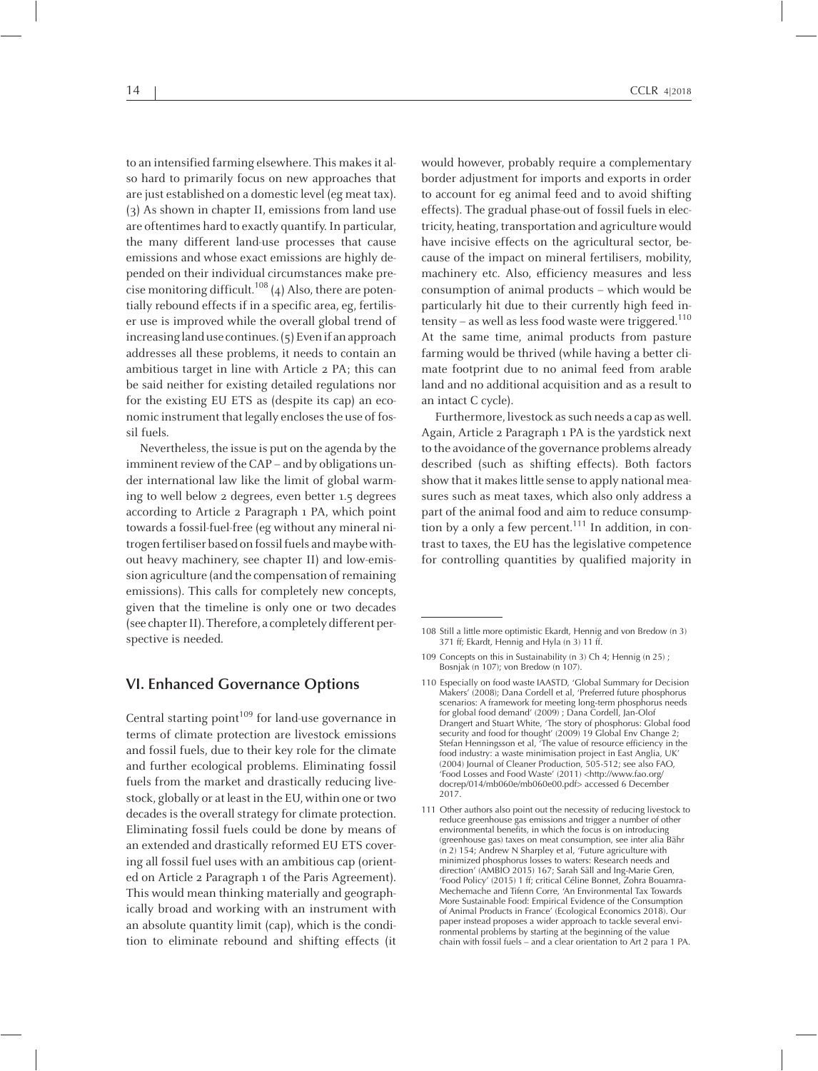to an intensified farming elsewhere. This makes it also hard to primarily focus on new approaches that are just established on a domestic level (eg meat tax). (3) As shown in chapter II, emissions from land use are oftentimes hard to exactly quantify. In particular, the many different land-use processes that cause emissions and whose exact emissions are highly depended on their individual circumstances make precise monitoring difficult.[108] (4) Also, there are potentially rebound effects if in a specific area, eg, fertiliser use is improved while the overall global trend of increasing land use continues. (5) Even if an approach addresses all these problems, it needs to contain an ambitious target in line with Article 2 PA; this can be said neither for existing detailed regulations nor for the existing EU ETS as (despite its cap) an economic instrument that legally encloses the use of fossil fuels.

Nevertheless, the issue is put on the agenda by the imminent review of the CAP – and by obligations under international law like the limit of global warming to well below 2 degrees, even better 1.5 degrees according to Article 2 Paragraph 1 PA, which point towards a fossil-fuel-free (eg without any mineral nitrogen fertiliser based on fossil fuels and maybe without heavy machinery, see chapter II) and low-emission agriculture (and the compensation of remaining emissions). This calls for completely new concepts, given that the timeline is only one or two decades (see chapter II). Therefore, a completely different perspective is needed.

## VI. Enhanced Governance Options

Central starting point[109] for land-use governance in terms of climate protection are livestock emissions and fossil fuels, due to their key role for the climate and further ecological problems. Eliminating fossil fuels from the market and drastically reducing livestock, globally or at least in the EU, within one or two decades is the overall strategy for climate protection. Eliminating fossil fuels could be done by means of an extended and drastically reformed EU ETS covering all fossil fuel uses with an ambitious cap (oriented on Article 2 Paragraph 1 of the Paris Agreement). This would mean thinking materially and geographically broad and working with an instrument with an absolute quantity limit (cap), which is the condition to eliminate rebound and shifting effects (it would however, probably require a complementary border adjustment for imports and exports in order to account for eg animal feed and to avoid shifting effects). The gradual phase-out of fossil fuels in electricity, heating, transportation and agriculture would have incisive effects on the agricultural sector, because of the impact on mineral fertilisers, mobility, machinery etc. Also, efficiency measures and less consumption of animal products – which would be particularly hit due to their currently high feed intensity – as well as less food waste were triggered.[110] At the same time, animal products from pasture farming would be thrived (while having a better climate footprint due to no animal feed from arable land and no additional acquisition and as a result to an intact C cycle).

Furthermore, livestock as such needs a cap as well. Again, Article 2 Paragraph 1 PA is the yardstick next to the avoidance of the governance problems already described (such as shifting effects). Both factors show that it makes little sense to apply national measures such as meat taxes, which also only address a part of the animal food and aim to reduce consumption by a only a few percent.[111] In addition, in contrast to taxes, the EU has the legislative competence for controlling quantities by qualified majority in

---

108 Still a little more optimistic Ekardt, Hennig and von Bredow (n 3) 371 ff; Ekardt, Hennig and Hyla (n 3) 11 ff.

109 Concepts on this in Sustainability (n 3) Ch 4; Hennig (n 25) ; Bosnjak (n 107); von Bredow (n 107).

110 Especially on food waste IAASTD, 'Global Summary for Decision Makers' (2008); Dana Cordell et al, 'Preferred future phosphorus scenarios: A framework for meeting long-term phosphorus needs for global food demand' (2009) ; Dana Cordell, Jan-Olof Drangert and Stuart White, 'The story of phosphorus: Global food security and food for thought' (2009) 19 Global Env Change 2; Stefan Henningsson et al, 'The value of resource efficiency in the food industry: a waste minimisation project in East Anglia, UK' (2004) Journal of Cleaner Production, 505-512; see also FAO, 'Food Losses and Food Waste' (2011) <http://www.fao.org/docrep/014/mb060e/mb060e00.pdf> accessed 6 December 2017.

111 Other authors also point out the necessity of reducing livestock to reduce greenhouse gas emissions and trigger a number of other environmental benefits, in which the focus is on introducing (greenhouse gas) taxes on meat consumption, see inter alia Bähr (n 2) 154; Andrew N Sharpley et al, 'Future agriculture with minimized phosphorus losses to waters: Research needs and direction' (AMBIO 2015) 167; Sarah Säll and Ing-Marie Gren, 'Food Policy' (2015) 1 ff; critical Céline Bonnet, Zohra Bouamra-Mechemache and Tifenn Corre, 'An Environmental Tax Towards More Sustainable Food: Empirical Evidence of the Consumption of Animal Products in France' (Ecological Economics 2018). Our paper instead proposes a wider approach to tackle several environmental problems by starting at the beginning of the value chain with fossil fuels – and a clear orientation to Art 2 para 1 PA.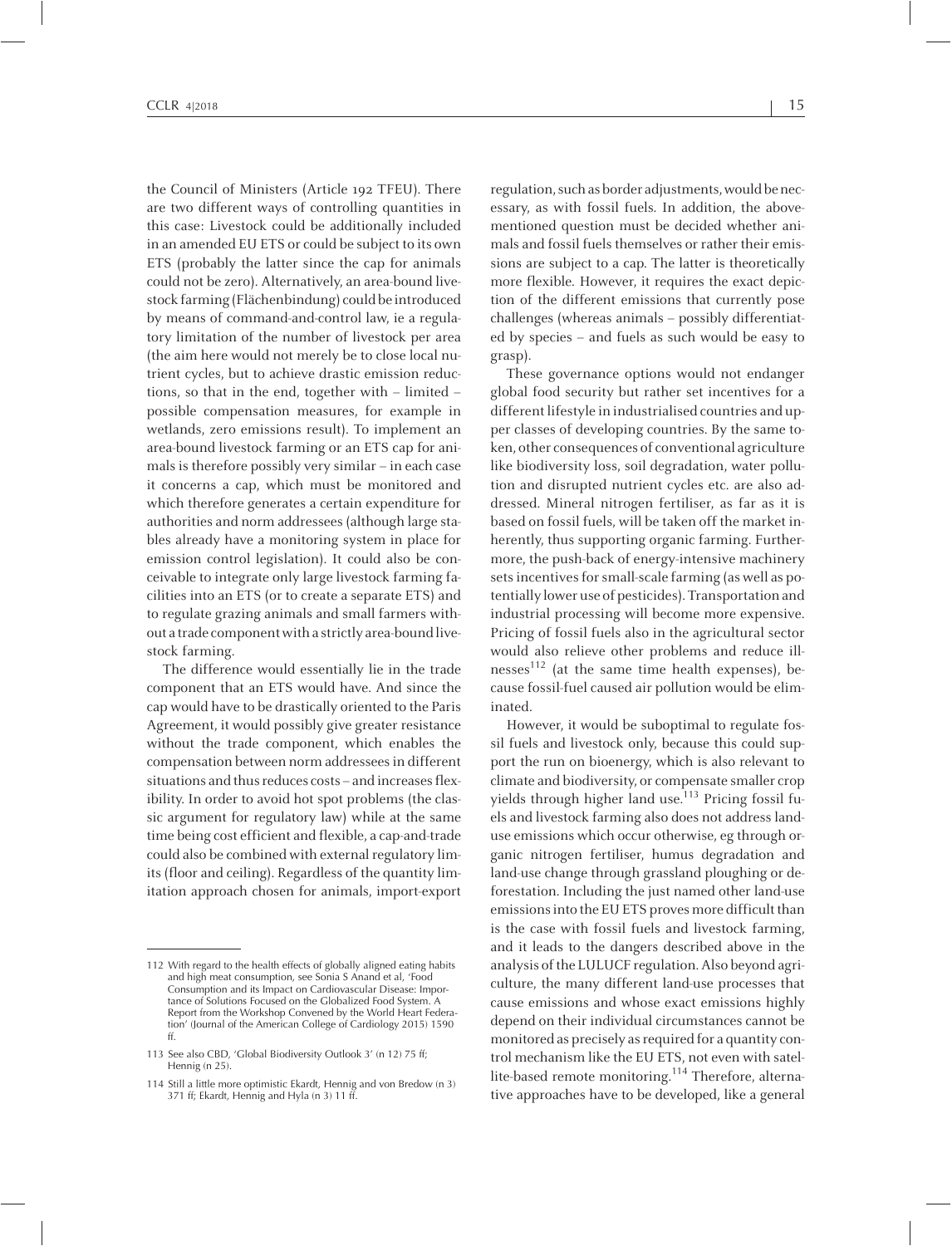the Council of Ministers (Article 192 TFEU). There are two different ways of controlling quantities in this case: Livestock could be additionally included in an amended EU ETS or could be subject to its own ETS (probably the latter since the cap for animals could not be zero). Alternatively, an area-bound livestock farming (Flächenbindung) could be introduced by means of command-and-control law, ie a regulatory limitation of the number of livestock per area (the aim here would not merely be to close local nutrient cycles, but to achieve drastic emission reductions, so that in the end, together with – limited – possible compensation measures, for example in wetlands, zero emissions result). To implement an area-bound livestock farming or an ETS cap for animals is therefore possibly very similar – in each case it concerns a cap, which must be monitored and which therefore generates a certain expenditure for authorities and norm addressees (although large stables already have a monitoring system in place for emission control legislation). It could also be conceivable to integrate only large livestock farming facilities into an ETS (or to create a separate ETS) and to regulate grazing animals and small farmers without a trade component with a strictly area-bound livestock farming.

The difference would essentially lie in the trade component that an ETS would have. And since the cap would have to be drastically oriented to the Paris Agreement, it would possibly give greater resistance without the trade component, which enables the compensation between norm addressees in different situations and thus reduces costs – and increases flexibility. In order to avoid hot spot problems (the classic argument for regulatory law) while at the same time being cost efficient and flexible, a cap-and-trade could also be combined with external regulatory limits (floor and ceiling). Regardless of the quantity limitation approach chosen for animals, import-export regulation, such as border adjustments, would be necessary, as with fossil fuels. In addition, the above-mentioned question must be decided whether animals and fossil fuels themselves or rather their emissions are subject to a cap. The latter is theoretically more flexible. However, it requires the exact depiction of the different emissions that currently pose challenges (whereas animals – possibly differentiated by species – and fuels as such would be easy to grasp).

These governance options would not endanger global food security but rather set incentives for a different lifestyle in industrialised countries and upper classes of developing countries. By the same token, other consequences of conventional agriculture like biodiversity loss, soil degradation, water pollution and disrupted nutrient cycles etc. are also addressed. Mineral nitrogen fertiliser, as far as it is based on fossil fuels, will be taken off the market inherently, thus supporting organic farming. Furthermore, the push-back of energy-intensive machinery sets incentives for small-scale farming (as well as potentially lower use of pesticides). Transportation and industrial processing will become more expensive. Pricing of fossil fuels also in the agricultural sector would also relieve other problems and reduce illnesses[112] (at the same time health expenses), because fossil-fuel caused air pollution would be eliminated.

However, it would be suboptimal to regulate fossil fuels and livestock only, because this could support the run on bioenergy, which is also relevant to climate and biodiversity, or compensate smaller crop yields through higher land use.[113] Pricing fossil fuels and livestock farming also does not address land-use emissions which occur otherwise, eg through organic nitrogen fertiliser, humus degradation and land-use change through grassland ploughing or deforestation. Including the just named other land-use emissions into the EU ETS proves more difficult than is the case with fossil fuels and livestock farming, and it leads to the dangers described above in the analysis of the LULUCF regulation. Also beyond agriculture, the many different land-use processes that cause emissions and whose exact emissions highly depend on their individual circumstances cannot be monitored as precisely as required for a quantity control mechanism like the EU ETS, not even with satellite-based remote monitoring.[114] Therefore, alternative approaches have to be developed, like a general

---

112 With regard to the health effects of globally aligned eating habits and high meat consumption, see Sonia S Anand et al, 'Food Consumption and its Impact on Cardiovascular Disease: Importance of Solutions Focused on the Globalized Food System. A Report from the Workshop Convened by the World Heart Federation' (Journal of the American College of Cardiology 2015) 1590 ff.

113 See also CBD, 'Global Biodiversity Outlook 3' (n 12) 75 ff; Hennig (n 25).

114 Still a little more optimistic Ekardt, Hennig and von Bredow (n 3) 371 ff; Ekardt, Hennig and Hyla (n 3) 11 ff.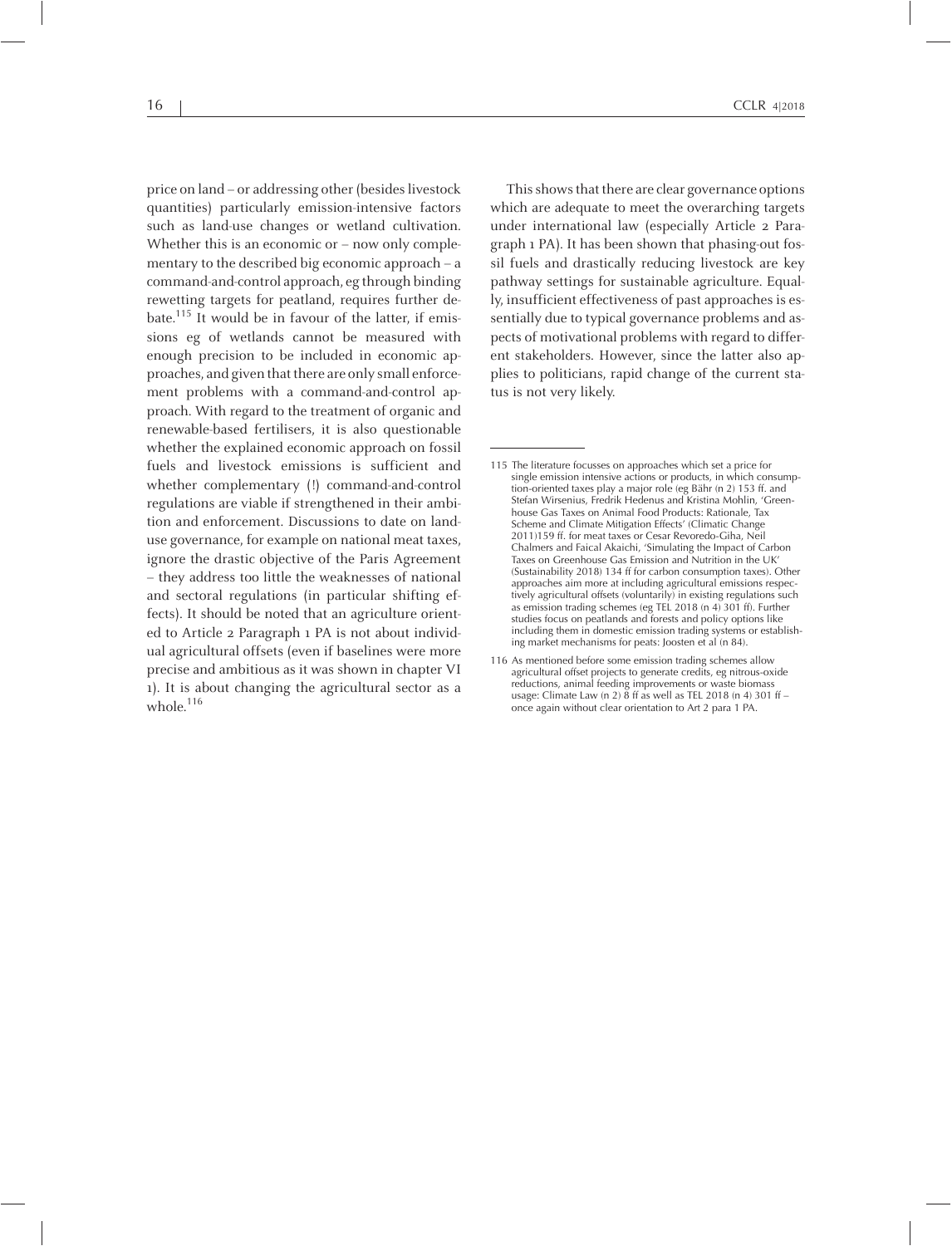price on land – or addressing other (besides livestock quantities) particularly emission-intensive factors such as land-use changes or wetland cultivation. Whether this is an economic or – now only complementary to the described big economic approach – a command-and-control approach, eg through binding rewetting targets for peatland, requires further debate.[115] It would be in favour of the latter, if emissions eg of wetlands cannot be measured with enough precision to be included in economic approaches, and given that there are only small enforcement problems with a command-and-control approach. With regard to the treatment of organic and renewable-based fertilisers, it is also questionable whether the explained economic approach on fossil fuels and livestock emissions is sufficient and whether complementary (!) command-and-control regulations are viable if strengthened in their ambition and enforcement. Discussions to date on land-use governance, for example on national meat taxes, ignore the drastic objective of the Paris Agreement – they address too little the weaknesses of national and sectoral regulations (in particular shifting effects). It should be noted that an agriculture oriented to Article 2 Paragraph 1 PA is not about individual agricultural offsets (even if baselines were more precise and ambitious as it was shown in chapter VI 1). It is about changing the agricultural sector as a whole.[116]

This shows that there are clear governance options which are adequate to meet the overarching targets under international law (especially Article 2 Paragraph 1 PA). It has been shown that phasing-out fossil fuels and drastically reducing livestock are key pathway settings for sustainable agriculture. Equally, insufficient effectiveness of past approaches is essentially due to typical governance problems and aspects of motivational problems with regard to different stakeholders. However, since the latter also applies to politicians, rapid change of the current status is not very likely.

---

115 The literature focusses on approaches which set a price for single emission intensive actions or products, in which consumption-oriented taxes play a major role (eg Bähr (n 2) 153 ff. and Stefan Wirsenius, Fredrik Hedenus and Kristina Mohlin, 'Greenhouse Gas Taxes on Animal Food Products: Rationale, Tax Scheme and Climate Mitigation Effects' (Climatic Change 2011)159 ff. for meat taxes or Cesar Revoredo-Giha, Neil Chalmers and Faical Akaichi, 'Simulating the Impact of Carbon Taxes on Greenhouse Gas Emission and Nutrition in the UK' (Sustainability 2018) 134 ff for carbon consumption taxes). Other approaches aim more at including agricultural emissions respectively agricultural offsets (voluntarily) in existing regulations such as emission trading schemes (eg TEL 2018 (n 4) 301 ff). Further studies focus on peatlands and forests and policy options like including them in domestic emission trading systems or establishing market mechanisms for peats: Joosten et al (n 84).

116 As mentioned before some emission trading schemes allow agricultural offset projects to generate credits, eg nitrous-oxide reductions, animal feeding improvements or waste biomass usage: Climate Law (n 2) 8 ff as well as TEL 2018 (n 4) 301 ff – once again without clear orientation to Art 2 para 1 PA.